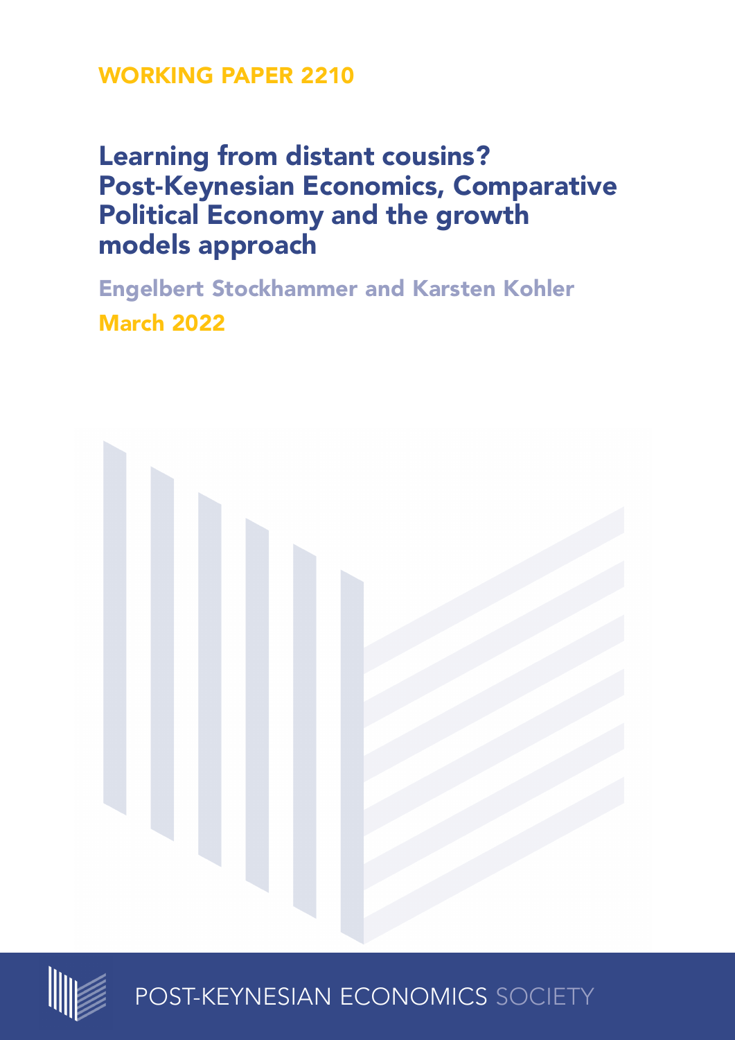WORKING PAPER 2210

# Learning from distant cousins? Post-Keynesian Economics, Comparative Political Economy and the growth models approach

Engelbert Stockhammer and Karsten Kohler

March 2022

POST-KEYNESIAN ECONOMICS SOCIETY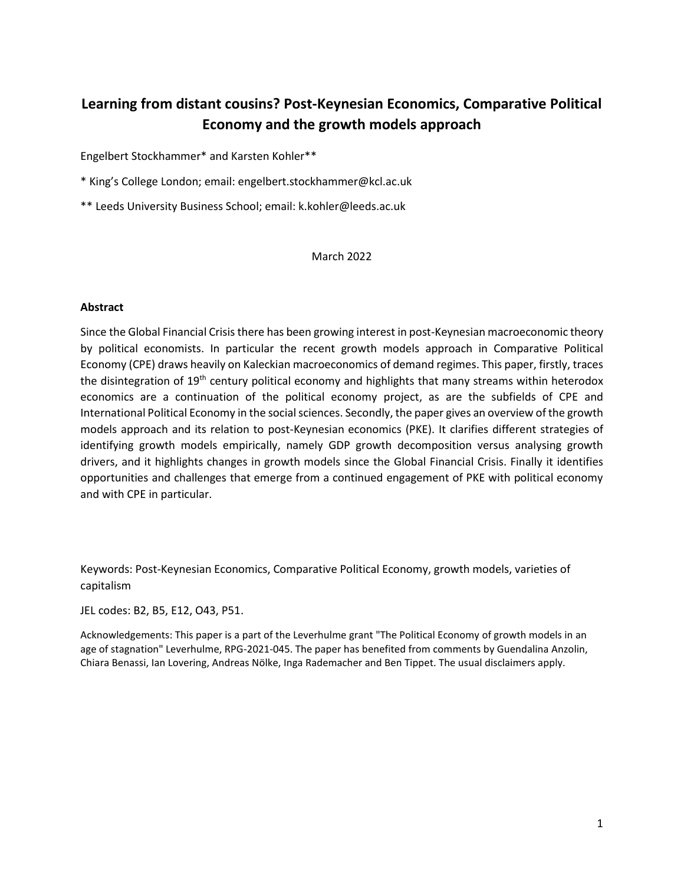# Learning from distant cousins? Post-Keynesian Economics, Comparative Political Economy and the growth models approach

Engelbert Stockhammer* and Karsten Kohler**

* King's College London; email: engelbert.stockhammer@kcl.ac.uk

** Leeds University Business School; email: k.kohler@leeds.ac.uk

March 2022

**Abstract**

Since the Global Financial Crisis there has been growing interest in post-Keynesian macroeconomic theory by political economists. In particular the recent growth models approach in Comparative Political Economy (CPE) draws heavily on Kaleckian macroeconomics of demand regimes. This paper, firstly, traces the disintegration of 19th century political economy and highlights that many streams within heterodox economics are a continuation of the political economy project, as are the subfields of CPE and International Political Economy in the social sciences. Secondly, the paper gives an overview of the growth models approach and its relation to post-Keynesian economics (PKE). It clarifies different strategies of identifying growth models empirically, namely GDP growth decomposition versus analysing growth drivers, and it highlights changes in growth models since the Global Financial Crisis. Finally it identifies opportunities and challenges that emerge from a continued engagement of PKE with political economy and with CPE in particular.

Keywords: Post-Keynesian Economics, Comparative Political Economy, growth models, varieties of capitalism

JEL codes: B2, B5, E12, O43, P51.

Acknowledgements: This paper is a part of the Leverhulme grant "The Political Economy of growth models in an age of stagnation" Leverhulme, RPG-2021-045. The paper has benefited from comments by Guendalina Anzolin, Chiara Benassi, Ian Lovering, Andreas Nölke, Inga Rademacher and Ben Tippet. The usual disclaimers apply.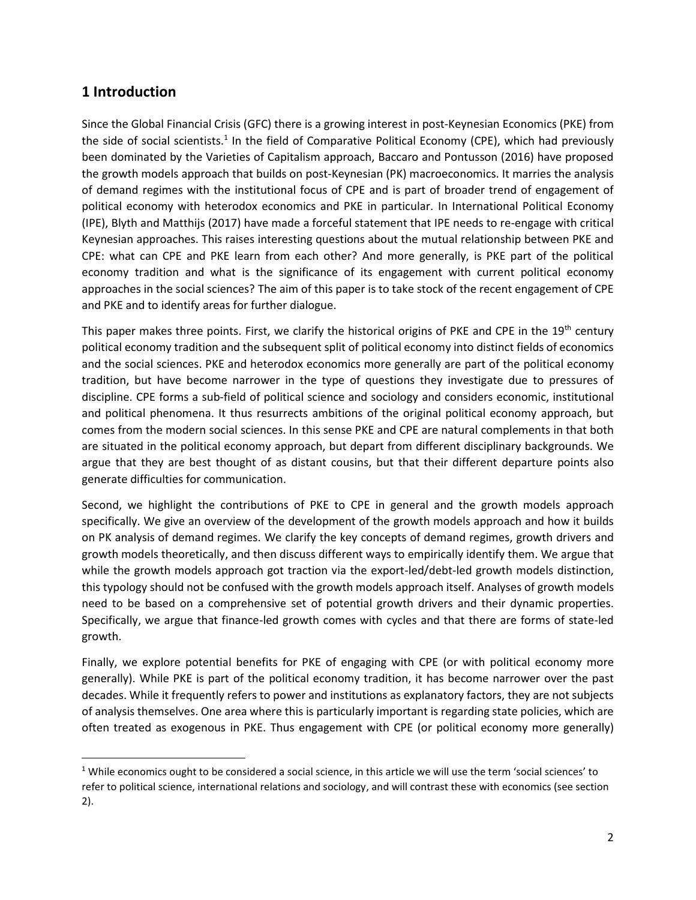## 1 Introduction

Since the Global Financial Crisis (GFC) there is a growing interest in post-Keynesian Economics (PKE) from the side of social scientists.[1] In the field of Comparative Political Economy (CPE), which had previously been dominated by the Varieties of Capitalism approach, Baccaro and Pontusson (2016) have proposed the growth models approach that builds on post-Keynesian (PK) macroeconomics. It marries the analysis of demand regimes with the institutional focus of CPE and is part of broader trend of engagement of political economy with heterodox economics and PKE in particular. In International Political Economy (IPE), Blyth and Matthijs (2017) have made a forceful statement that IPE needs to re-engage with critical Keynesian approaches. This raises interesting questions about the mutual relationship between PKE and CPE: what can CPE and PKE learn from each other? And more generally, is PKE part of the political economy tradition and what is the significance of its engagement with current political economy approaches in the social sciences? The aim of this paper is to take stock of the recent engagement of CPE and PKE and to identify areas for further dialogue.

This paper makes three points. First, we clarify the historical origins of PKE and CPE in the 19th century political economy tradition and the subsequent split of political economy into distinct fields of economics and the social sciences. PKE and heterodox economics more generally are part of the political economy tradition, but have become narrower in the type of questions they investigate due to pressures of discipline. CPE forms a sub-field of political science and sociology and considers economic, institutional and political phenomena. It thus resurrects ambitions of the original political economy approach, but comes from the modern social sciences. In this sense PKE and CPE are natural complements in that both are situated in the political economy approach, but depart from different disciplinary backgrounds. We argue that they are best thought of as distant cousins, but that their different departure points also generate difficulties for communication.

Second, we highlight the contributions of PKE to CPE in general and the growth models approach specifically. We give an overview of the development of the growth models approach and how it builds on PK analysis of demand regimes. We clarify the key concepts of demand regimes, growth drivers and growth models theoretically, and then discuss different ways to empirically identify them. We argue that while the growth models approach got traction via the export-led/debt-led growth models distinction, this typology should not be confused with the growth models approach itself. Analyses of growth models need to be based on a comprehensive set of potential growth drivers and their dynamic properties. Specifically, we argue that finance-led growth comes with cycles and that there are forms of state-led growth.

Finally, we explore potential benefits for PKE of engaging with CPE (or with political economy more generally). While PKE is part of the political economy tradition, it has become narrower over the past decades. While it frequently refers to power and institutions as explanatory factors, they are not subjects of analysis themselves. One area where this is particularly important is regarding state policies, which are often treated as exogenous in PKE. Thus engagement with CPE (or political economy more generally)

[1] While economics ought to be considered a social science, in this article we will use the term 'social sciences' to refer to political science, international relations and sociology, and will contrast these with economics (see section 2).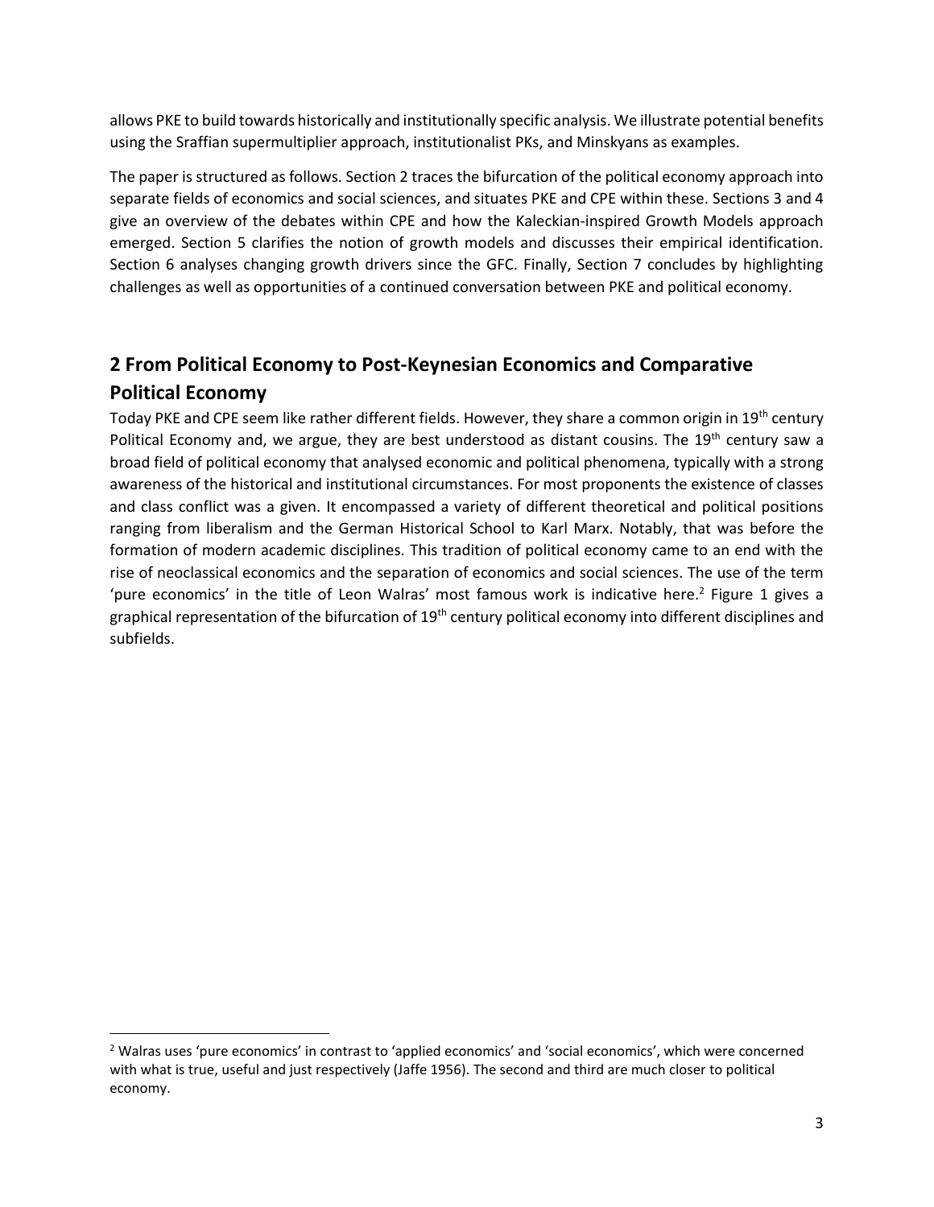allows PKE to build towards historically and institutionally specific analysis. We illustrate potential benefits using the Sraffian supermultiplier approach, institutionalist PKs, and Minskyans as examples.

The paper is structured as follows. Section 2 traces the bifurcation of the political economy approach into separate fields of economics and social sciences, and situates PKE and CPE within these. Sections 3 and 4 give an overview of the debates within CPE and how the Kaleckian-inspired Growth Models approach emerged. Section 5 clarifies the notion of growth models and discusses their empirical identification. Section 6 analyses changing growth drivers since the GFC. Finally, Section 7 concludes by highlighting challenges as well as opportunities of a continued conversation between PKE and political economy.

## 2 From Political Economy to Post-Keynesian Economics and Comparative Political Economy

Today PKE and CPE seem like rather different fields. However, they share a common origin in 19th century Political Economy and, we argue, they are best understood as distant cousins. The 19th century saw a broad field of political economy that analysed economic and political phenomena, typically with a strong awareness of the historical and institutional circumstances. For most proponents the existence of classes and class conflict was a given. It encompassed a variety of different theoretical and political positions ranging from liberalism and the German Historical School to Karl Marx. Notably, that was before the formation of modern academic disciplines. This tradition of political economy came to an end with the rise of neoclassical economics and the separation of economics and social sciences. The use of the term 'pure economics' in the title of Leon Walras' most famous work is indicative here.[2] Figure 1 gives a graphical representation of the bifurcation of 19th century political economy into different disciplines and subfields.

[2] Walras uses 'pure economics' in contrast to 'applied economics' and 'social economics', which were concerned with what is true, useful and just respectively (Jaffe 1956). The second and third are much closer to political economy.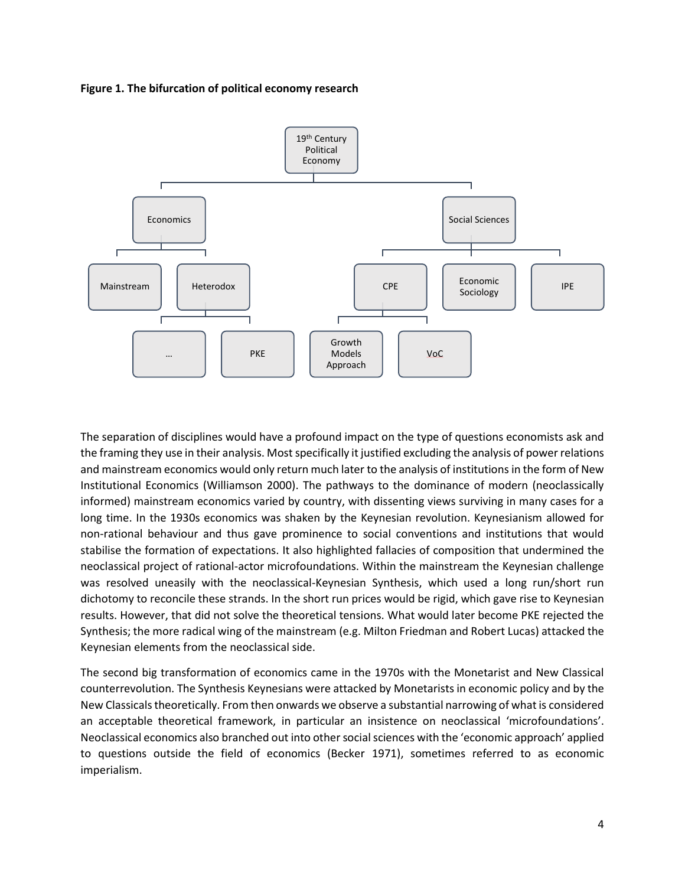**Figure 1. The bifurcation of political economy research**

- 19th Century Political Economy
  - Economics
    - Mainstream
    - Heterodox
      - …
      - PKE
  - Social Sciences
    - CPE
      - Growth Models Approach
      - VoC
    - Economic Sociology
    - IPE

The separation of disciplines would have a profound impact on the type of questions economists ask and the framing they use in their analysis. Most specifically it justified excluding the analysis of power relations and mainstream economics would only return much later to the analysis of institutions in the form of New Institutional Economics (Williamson 2000). The pathways to the dominance of modern (neoclassically informed) mainstream economics varied by country, with dissenting views surviving in many cases for a long time. In the 1930s economics was shaken by the Keynesian revolution. Keynesianism allowed for non-rational behaviour and thus gave prominence to social conventions and institutions that would stabilise the formation of expectations. It also highlighted fallacies of composition that undermined the neoclassical project of rational-actor microfoundations. Within the mainstream the Keynesian challenge was resolved uneasily with the neoclassical-Keynesian Synthesis, which used a long run/short run dichotomy to reconcile these strands. In the short run prices would be rigid, which gave rise to Keynesian results. However, that did not solve the theoretical tensions. What would later become PKE rejected the Synthesis; the more radical wing of the mainstream (e.g. Milton Friedman and Robert Lucas) attacked the Keynesian elements from the neoclassical side.

The second big transformation of economics came in the 1970s with the Monetarist and New Classical counterrevolution. The Synthesis Keynesians were attacked by Monetarists in economic policy and by the New Classicals theoretically. From then onwards we observe a substantial narrowing of what is considered an acceptable theoretical framework, in particular an insistence on neoclassical 'microfoundations'. Neoclassical economics also branched out into other social sciences with the 'economic approach' applied to questions outside the field of economics (Becker 1971), sometimes referred to as economic imperialism.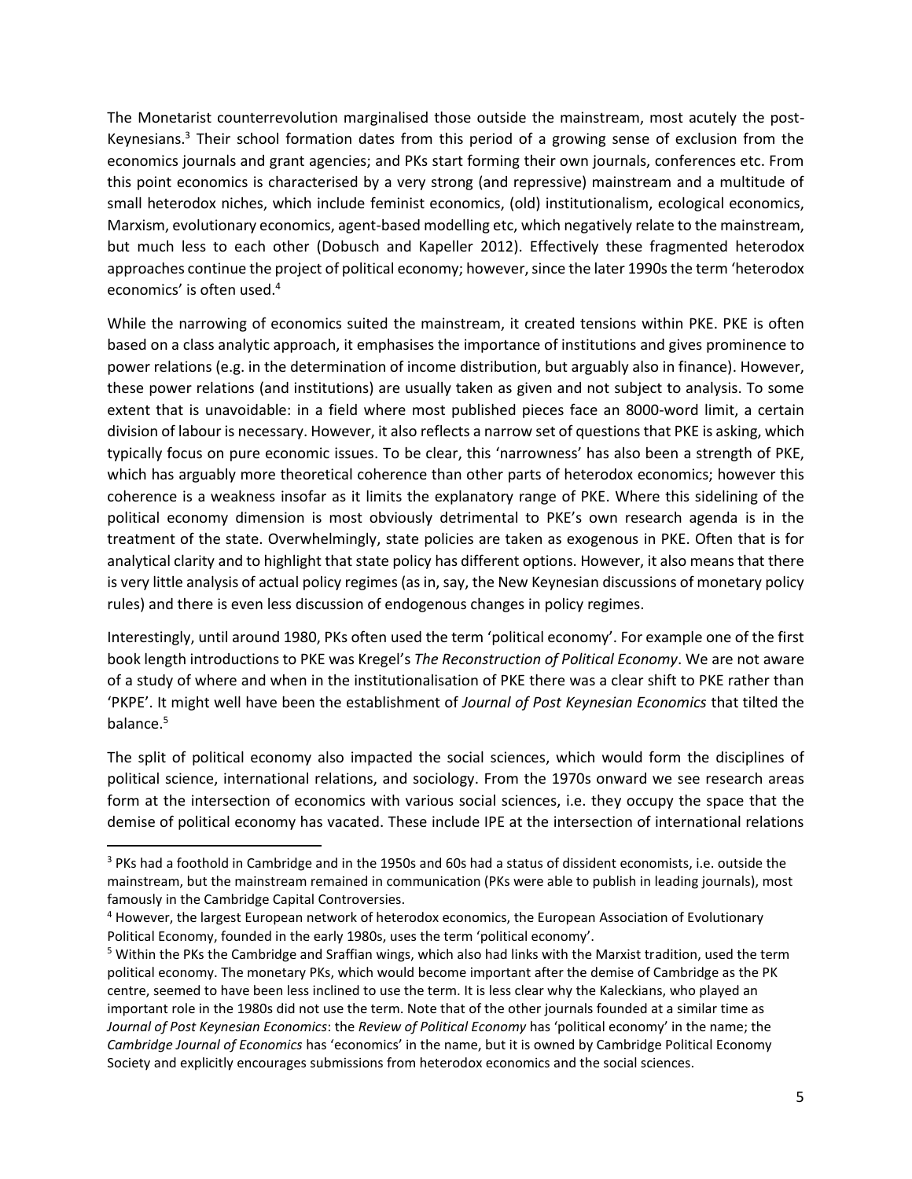The Monetarist counterrevolution marginalised those outside the mainstream, most acutely the post-Keynesians.[3] Their school formation dates from this period of a growing sense of exclusion from the economics journals and grant agencies; and PKs start forming their own journals, conferences etc. From this point economics is characterised by a very strong (and repressive) mainstream and a multitude of small heterodox niches, which include feminist economics, (old) institutionalism, ecological economics, Marxism, evolutionary economics, agent-based modelling etc, which negatively relate to the mainstream, but much less to each other (Dobusch and Kapeller 2012). Effectively these fragmented heterodox approaches continue the project of political economy; however, since the later 1990s the term 'heterodox economics' is often used.[4]

While the narrowing of economics suited the mainstream, it created tensions within PKE. PKE is often based on a class analytic approach, it emphasises the importance of institutions and gives prominence to power relations (e.g. in the determination of income distribution, but arguably also in finance). However, these power relations (and institutions) are usually taken as given and not subject to analysis. To some extent that is unavoidable: in a field where most published pieces face an 8000-word limit, a certain division of labour is necessary. However, it also reflects a narrow set of questions that PKE is asking, which typically focus on pure economic issues. To be clear, this 'narrowness' has also been a strength of PKE, which has arguably more theoretical coherence than other parts of heterodox economics; however this coherence is a weakness insofar as it limits the explanatory range of PKE. Where this sidelining of the political economy dimension is most obviously detrimental to PKE's own research agenda is in the treatment of the state. Overwhelmingly, state policies are taken as exogenous in PKE. Often that is for analytical clarity and to highlight that state policy has different options. However, it also means that there is very little analysis of actual policy regimes (as in, say, the New Keynesian discussions of monetary policy rules) and there is even less discussion of endogenous changes in policy regimes.

Interestingly, until around 1980, PKs often used the term 'political economy'. For example one of the first book length introductions to PKE was Kregel's *The Reconstruction of Political Economy*. We are not aware of a study of where and when in the institutionalisation of PKE there was a clear shift to PKE rather than 'PKPE'. It might well have been the establishment of *Journal of Post Keynesian Economics* that tilted the balance.[5]

The split of political economy also impacted the social sciences, which would form the disciplines of political science, international relations, and sociology. From the 1970s onward we see research areas form at the intersection of economics with various social sciences, i.e. they occupy the space that the demise of political economy has vacated. These include IPE at the intersection of international relations

---

[3] PKs had a foothold in Cambridge and in the 1950s and 60s had a status of dissident economists, i.e. outside the mainstream, but the mainstream remained in communication (PKs were able to publish in leading journals), most famously in the Cambridge Capital Controversies.

[4] However, the largest European network of heterodox economics, the European Association of Evolutionary Political Economy, founded in the early 1980s, uses the term 'political economy'.

[5] Within the PKs the Cambridge and Sraffian wings, which also had links with the Marxist tradition, used the term political economy. The monetary PKs, which would become important after the demise of Cambridge as the PK centre, seemed to have been less inclined to use the term. It is less clear why the Kaleckians, who played an important role in the 1980s did not use the term. Note that of the other journals founded at a similar time as *Journal of Post Keynesian Economics*: the *Review of Political Economy* has 'political economy' in the name; the *Cambridge Journal of Economics* has 'economics' in the name, but it is owned by Cambridge Political Economy Society and explicitly encourages submissions from heterodox economics and the social sciences.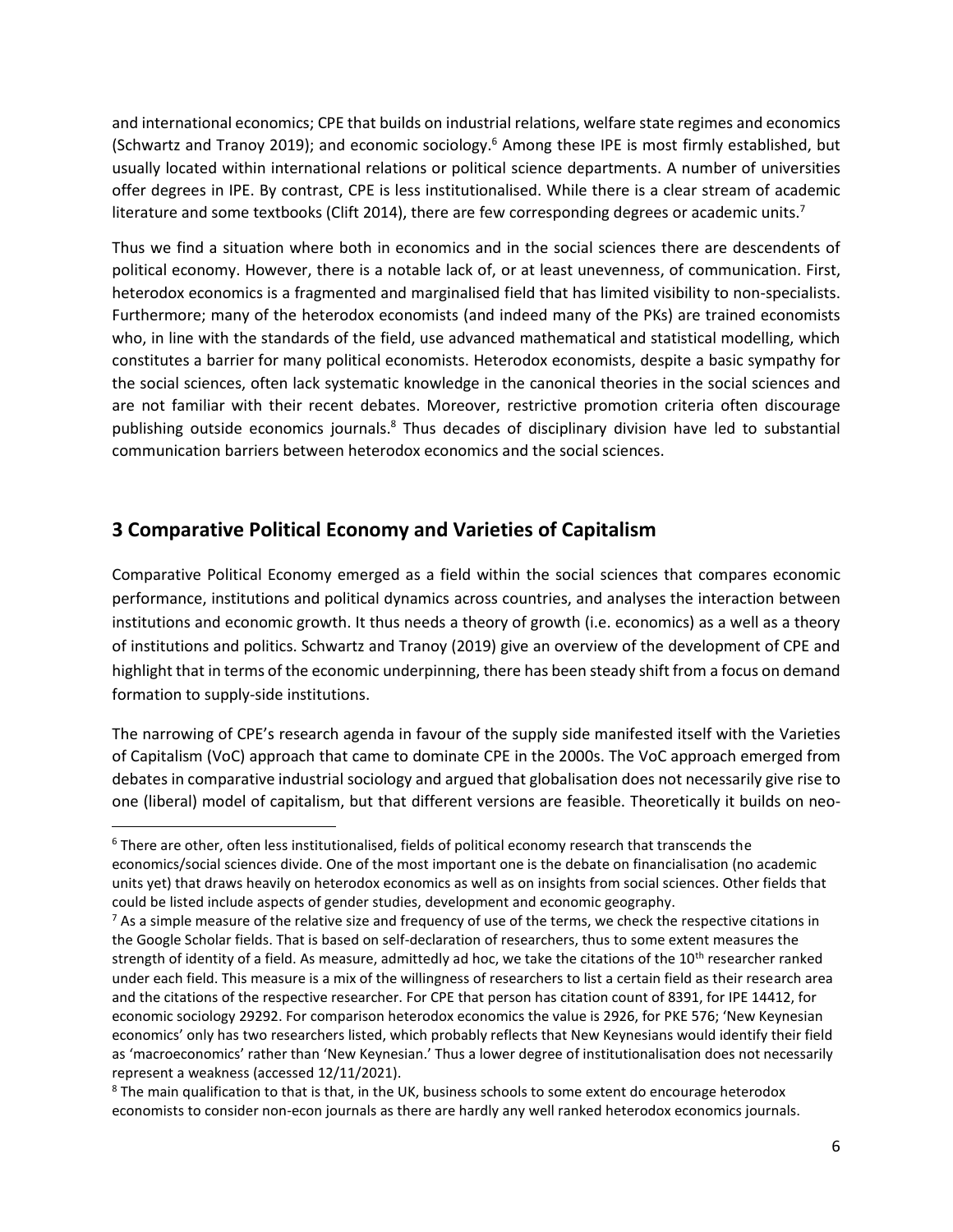and international economics; CPE that builds on industrial relations, welfare state regimes and economics (Schwartz and Tranoy 2019); and economic sociology.[6] Among these IPE is most firmly established, but usually located within international relations or political science departments. A number of universities offer degrees in IPE. By contrast, CPE is less institutionalised. While there is a clear stream of academic literature and some textbooks (Clift 2014), there are few corresponding degrees or academic units.[7]

Thus we find a situation where both in economics and in the social sciences there are descendents of political economy. However, there is a notable lack of, or at least unevenness, of communication. First, heterodox economics is a fragmented and marginalised field that has limited visibility to non-specialists. Furthermore; many of the heterodox economists (and indeed many of the PKs) are trained economists who, in line with the standards of the field, use advanced mathematical and statistical modelling, which constitutes a barrier for many political economists. Heterodox economists, despite a basic sympathy for the social sciences, often lack systematic knowledge in the canonical theories in the social sciences and are not familiar with their recent debates. Moreover, restrictive promotion criteria often discourage publishing outside economics journals.[8] Thus decades of disciplinary division have led to substantial communication barriers between heterodox economics and the social sciences.

## 3 Comparative Political Economy and Varieties of Capitalism

Comparative Political Economy emerged as a field within the social sciences that compares economic performance, institutions and political dynamics across countries, and analyses the interaction between institutions and economic growth. It thus needs a theory of growth (i.e. economics) as a well as a theory of institutions and politics. Schwartz and Tranoy (2019) give an overview of the development of CPE and highlight that in terms of the economic underpinning, there has been steady shift from a focus on demand formation to supply-side institutions.

The narrowing of CPE's research agenda in favour of the supply side manifested itself with the Varieties of Capitalism (VoC) approach that came to dominate CPE in the 2000s. The VoC approach emerged from debates in comparative industrial sociology and argued that globalisation does not necessarily give rise to one (liberal) model of capitalism, but that different versions are feasible. Theoretically it builds on neo-

---

[6] There are other, often less institutionalised, fields of political economy research that transcends the economics/social sciences divide. One of the most important one is the debate on financialisation (no academic units yet) that draws heavily on heterodox economics as well as on insights from social sciences. Other fields that could be listed include aspects of gender studies, development and economic geography.

[7] As a simple measure of the relative size and frequency of use of the terms, we check the respective citations in the Google Scholar fields. That is based on self-declaration of researchers, thus to some extent measures the strength of identity of a field. As measure, admittedly ad hoc, we take the citations of the 10th researcher ranked under each field. This measure is a mix of the willingness of researchers to list a certain field as their research area and the citations of the respective researcher. For CPE that person has citation count of 8391, for IPE 14412, for economic sociology 29292. For comparison heterodox economics the value is 2926, for PKE 576; 'New Keynesian economics' only has two researchers listed, which probably reflects that New Keynesians would identify their field as 'macroeconomics' rather than 'New Keynesian.' Thus a lower degree of institutionalisation does not necessarily represent a weakness (accessed 12/11/2021).

[8] The main qualification to that is that, in the UK, business schools to some extent do encourage heterodox economists to consider non-econ journals as there are hardly any well ranked heterodox economics journals.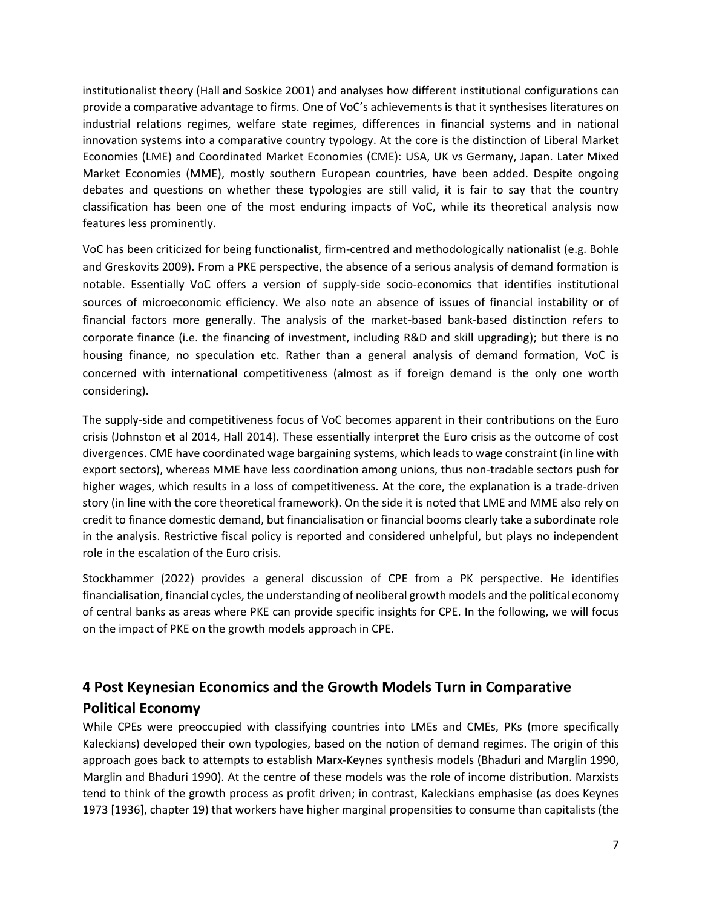institutionalist theory (Hall and Soskice 2001) and analyses how different institutional configurations can provide a comparative advantage to firms. One of VoC's achievements is that it synthesises literatures on industrial relations regimes, welfare state regimes, differences in financial systems and in national innovation systems into a comparative country typology. At the core is the distinction of Liberal Market Economies (LME) and Coordinated Market Economies (CME): USA, UK vs Germany, Japan. Later Mixed Market Economies (MME), mostly southern European countries, have been added. Despite ongoing debates and questions on whether these typologies are still valid, it is fair to say that the country classification has been one of the most enduring impacts of VoC, while its theoretical analysis now features less prominently.

VoC has been criticized for being functionalist, firm-centred and methodologically nationalist (e.g. Bohle and Greskovits 2009). From a PKE perspective, the absence of a serious analysis of demand formation is notable. Essentially VoC offers a version of supply-side socio-economics that identifies institutional sources of microeconomic efficiency. We also note an absence of issues of financial instability or of financial factors more generally. The analysis of the market-based bank-based distinction refers to corporate finance (i.e. the financing of investment, including R&D and skill upgrading); but there is no housing finance, no speculation etc. Rather than a general analysis of demand formation, VoC is concerned with international competitiveness (almost as if foreign demand is the only one worth considering).

The supply-side and competitiveness focus of VoC becomes apparent in their contributions on the Euro crisis (Johnston et al 2014, Hall 2014). These essentially interpret the Euro crisis as the outcome of cost divergences. CME have coordinated wage bargaining systems, which leads to wage constraint (in line with export sectors), whereas MME have less coordination among unions, thus non-tradable sectors push for higher wages, which results in a loss of competitiveness. At the core, the explanation is a trade-driven story (in line with the core theoretical framework). On the side it is noted that LME and MME also rely on credit to finance domestic demand, but financialisation or financial booms clearly take a subordinate role in the analysis. Restrictive fiscal policy is reported and considered unhelpful, but plays no independent role in the escalation of the Euro crisis.

Stockhammer (2022) provides a general discussion of CPE from a PK perspective. He identifies financialisation, financial cycles, the understanding of neoliberal growth models and the political economy of central banks as areas where PKE can provide specific insights for CPE. In the following, we will focus on the impact of PKE on the growth models approach in CPE.

## 4 Post Keynesian Economics and the Growth Models Turn in Comparative Political Economy

While CPEs were preoccupied with classifying countries into LMEs and CMEs, PKs (more specifically Kaleckians) developed their own typologies, based on the notion of demand regimes. The origin of this approach goes back to attempts to establish Marx-Keynes synthesis models (Bhaduri and Marglin 1990, Marglin and Bhaduri 1990). At the centre of these models was the role of income distribution. Marxists tend to think of the growth process as profit driven; in contrast, Kaleckians emphasise (as does Keynes 1973 [1936], chapter 19) that workers have higher marginal propensities to consume than capitalists (the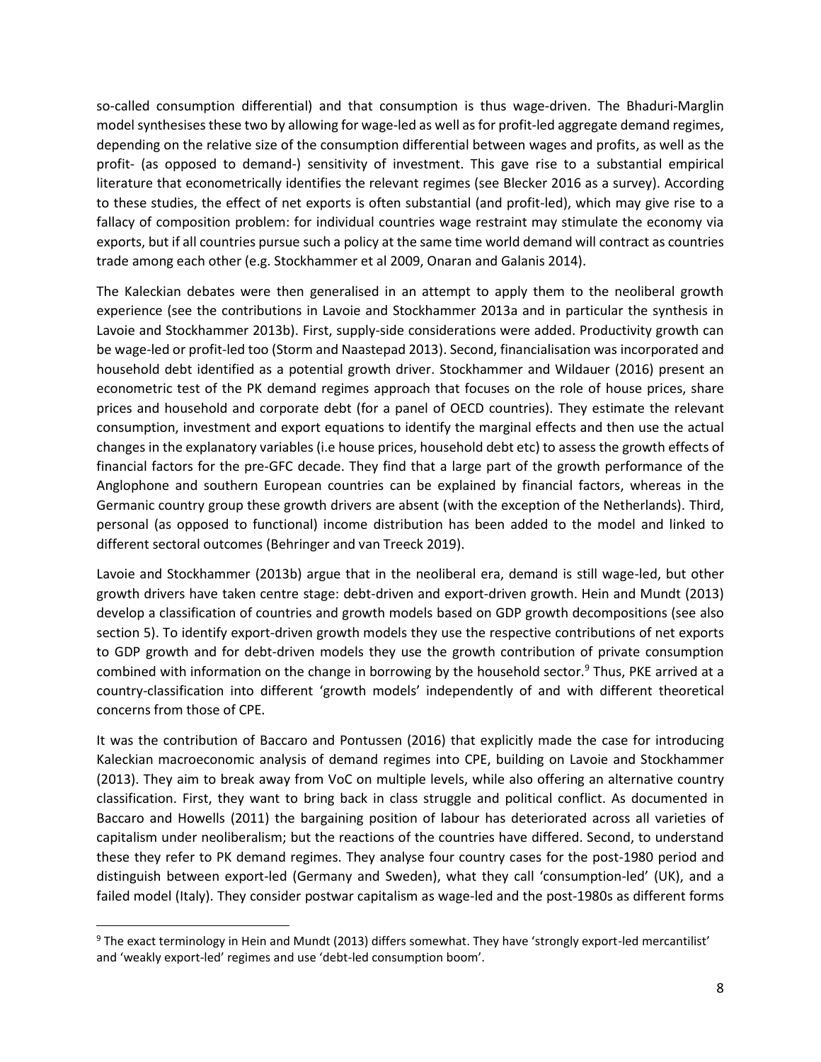so-called consumption differential) and that consumption is thus wage-driven. The Bhaduri-Marglin model synthesises these two by allowing for wage-led as well as for profit-led aggregate demand regimes, depending on the relative size of the consumption differential between wages and profits, as well as the profit- (as opposed to demand-) sensitivity of investment. This gave rise to a substantial empirical literature that econometrically identifies the relevant regimes (see Blecker 2016 as a survey). According to these studies, the effect of net exports is often substantial (and profit-led), which may give rise to a fallacy of composition problem: for individual countries wage restraint may stimulate the economy via exports, but if all countries pursue such a policy at the same time world demand will contract as countries trade among each other (e.g. Stockhammer et al 2009, Onaran and Galanis 2014).

The Kaleckian debates were then generalised in an attempt to apply them to the neoliberal growth experience (see the contributions in Lavoie and Stockhammer 2013a and in particular the synthesis in Lavoie and Stockhammer 2013b). First, supply-side considerations were added. Productivity growth can be wage-led or profit-led too (Storm and Naastepad 2013). Second, financialisation was incorporated and household debt identified as a potential growth driver. Stockhammer and Wildauer (2016) present an econometric test of the PK demand regimes approach that focuses on the role of house prices, share prices and household and corporate debt (for a panel of OECD countries). They estimate the relevant consumption, investment and export equations to identify the marginal effects and then use the actual changes in the explanatory variables (i.e house prices, household debt etc) to assess the growth effects of financial factors for the pre-GFC decade. They find that a large part of the growth performance of the Anglophone and southern European countries can be explained by financial factors, whereas in the Germanic country group these growth drivers are absent (with the exception of the Netherlands). Third, personal (as opposed to functional) income distribution has been added to the model and linked to different sectoral outcomes (Behringer and van Treeck 2019).

Lavoie and Stockhammer (2013b) argue that in the neoliberal era, demand is still wage-led, but other growth drivers have taken centre stage: debt-driven and export-driven growth. Hein and Mundt (2013) develop a classification of countries and growth models based on GDP growth decompositions (see also section 5). To identify export-driven growth models they use the respective contributions of net exports to GDP growth and for debt-driven models they use the growth contribution of private consumption combined with information on the change in borrowing by the household sector.[9] Thus, PKE arrived at a country-classification into different 'growth models' independently of and with different theoretical concerns from those of CPE.

It was the contribution of Baccaro and Pontussen (2016) that explicitly made the case for introducing Kaleckian macroeconomic analysis of demand regimes into CPE, building on Lavoie and Stockhammer (2013). They aim to break away from VoC on multiple levels, while also offering an alternative country classification. First, they want to bring back in class struggle and political conflict. As documented in Baccaro and Howells (2011) the bargaining position of labour has deteriorated across all varieties of capitalism under neoliberalism; but the reactions of the countries have differed. Second, to understand these they refer to PK demand regimes. They analyse four country cases for the post-1980 period and distinguish between export-led (Germany and Sweden), what they call 'consumption-led' (UK), and a failed model (Italy). They consider postwar capitalism as wage-led and the post-1980s as different forms

[9] The exact terminology in Hein and Mundt (2013) differs somewhat. They have 'strongly export-led mercantilist' and 'weakly export-led' regimes and use 'debt-led consumption boom'.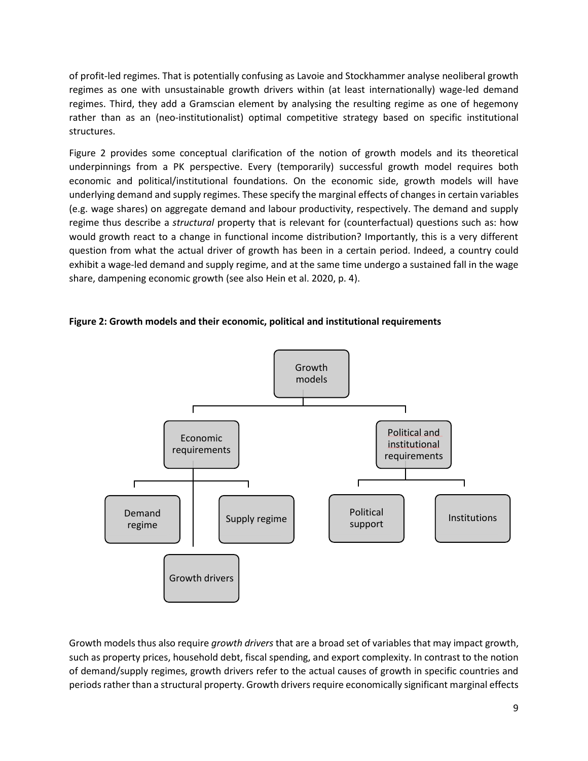of profit-led regimes. That is potentially confusing as Lavoie and Stockhammer analyse neoliberal growth regimes as one with unsustainable growth drivers within (at least internationally) wage-led demand regimes. Third, they add a Gramscian element by analysing the resulting regime as one of hegemony rather than as an (neo-institutionalist) optimal competitive strategy based on specific institutional structures.

Figure 2 provides some conceptual clarification of the notion of growth models and its theoretical underpinnings from a PK perspective. Every (temporarily) successful growth model requires both economic and political/institutional foundations. On the economic side, growth models will have underlying demand and supply regimes. These specify the marginal effects of changes in certain variables (e.g. wage shares) on aggregate demand and labour productivity, respectively. The demand and supply regime thus describe a *structural* property that is relevant for (counterfactual) questions such as: how would growth react to a change in functional income distribution? Importantly, this is a very different question from what the actual driver of growth has been in a certain period. Indeed, a country could exhibit a wage-led demand and supply regime, and at the same time undergo a sustained fall in the wage share, dampening economic growth (see also Hein et al. 2020, p. 4).

**Figure 2: Growth models and their economic, political and institutional requirements**

Growth models

Economic requirements | Political and institutional requirements

Demand regime | Supply regime | Growth drivers | Political support | Institutions

Growth models thus also require *growth drivers* that are a broad set of variables that may impact growth, such as property prices, household debt, fiscal spending, and export complexity. In contrast to the notion of demand/supply regimes, growth drivers refer to the actual causes of growth in specific countries and periods rather than a structural property. Growth drivers require economically significant marginal effects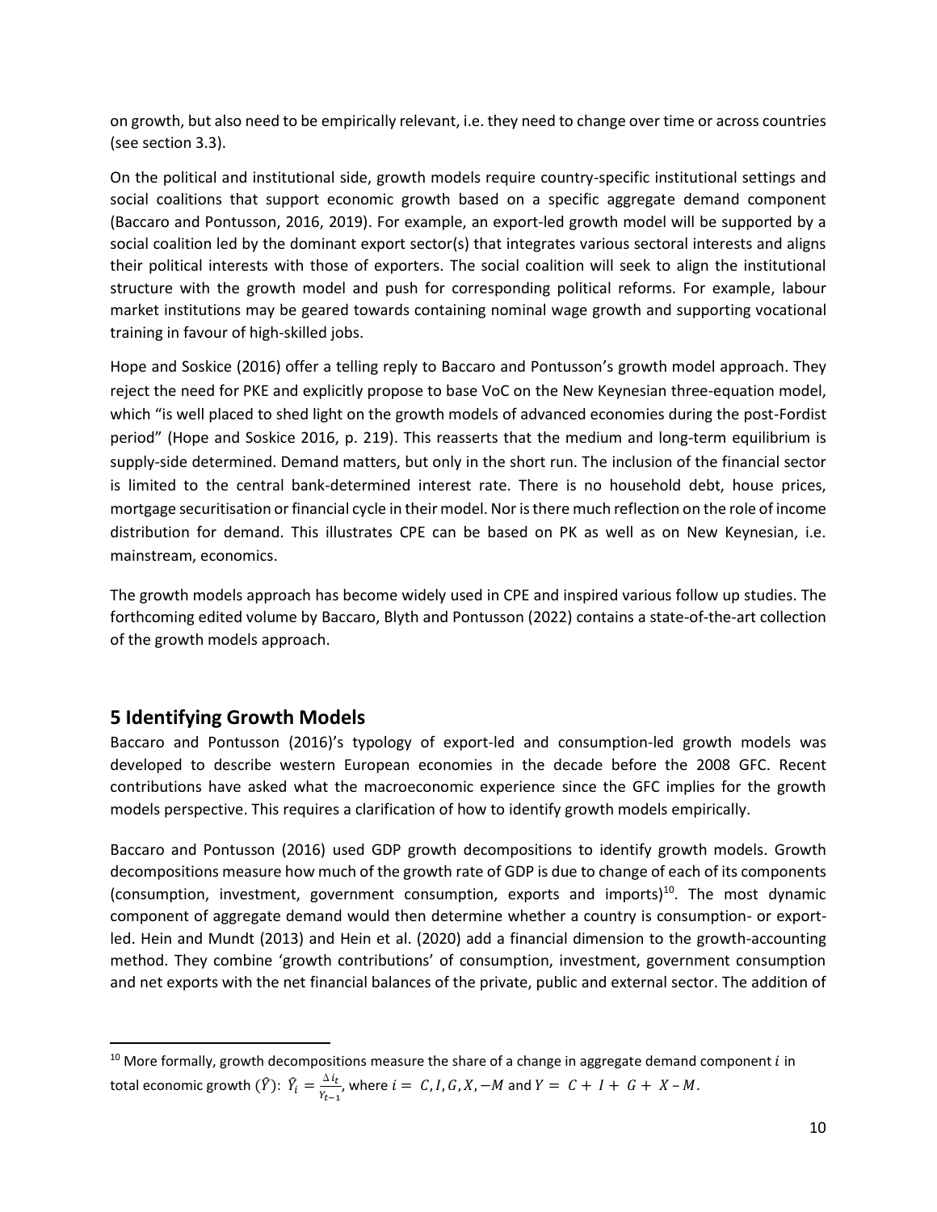on growth, but also need to be empirically relevant, i.e. they need to change over time or across countries (see section 3.3).

On the political and institutional side, growth models require country-specific institutional settings and social coalitions that support economic growth based on a specific aggregate demand component (Baccaro and Pontusson, 2016, 2019). For example, an export-led growth model will be supported by a social coalition led by the dominant export sector(s) that integrates various sectoral interests and aligns their political interests with those of exporters. The social coalition will seek to align the institutional structure with the growth model and push for corresponding political reforms. For example, labour market institutions may be geared towards containing nominal wage growth and supporting vocational training in favour of high-skilled jobs.

Hope and Soskice (2016) offer a telling reply to Baccaro and Pontusson's growth model approach. They reject the need for PKE and explicitly propose to base VoC on the New Keynesian three-equation model, which "is well placed to shed light on the growth models of advanced economies during the post-Fordist period" (Hope and Soskice 2016, p. 219). This reasserts that the medium and long-term equilibrium is supply-side determined. Demand matters, but only in the short run. The inclusion of the financial sector is limited to the central bank-determined interest rate. There is no household debt, house prices, mortgage securitisation or financial cycle in their model. Nor is there much reflection on the role of income distribution for demand. This illustrates CPE can be based on PK as well as on New Keynesian, i.e. mainstream, economics.

The growth models approach has become widely used in CPE and inspired various follow up studies. The forthcoming edited volume by Baccaro, Blyth and Pontusson (2022) contains a state-of-the-art collection of the growth models approach.

## 5 Identifying Growth Models

Baccaro and Pontusson (2016)'s typology of export-led and consumption-led growth models was developed to describe western European economies in the decade before the 2008 GFC. Recent contributions have asked what the macroeconomic experience since the GFC implies for the growth models perspective. This requires a clarification of how to identify growth models empirically.

Baccaro and Pontusson (2016) used GDP growth decompositions to identify growth models. Growth decompositions measure how much of the growth rate of GDP is due to change of each of its components (consumption, investment, government consumption, exports and imports)[10]. The most dynamic component of aggregate demand would then determine whether a country is consumption- or export-led. Hein and Mundt (2013) and Hein et al. (2020) add a financial dimension to the growth-accounting method. They combine 'growth contributions' of consumption, investment, government consumption and net exports with the net financial balances of the private, public and external sector. The addition of

---

[10] More formally, growth decompositions measure the share of a change in aggregate demand component $i$ in total economic growth ($\hat{Y}$): $\hat{Y}_i = \frac{\Delta i_t}{Y_{t-1}}$, where $i = C, I, G, X, -M$ and $Y = C + I + G + X - M$.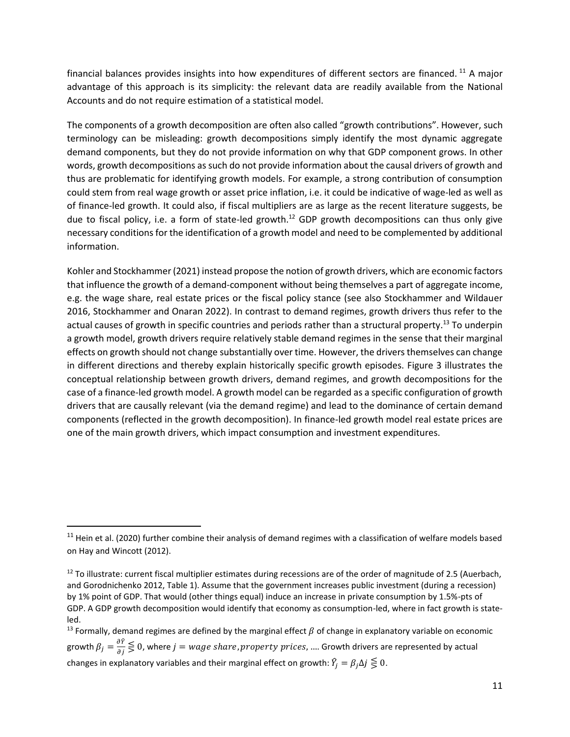financial balances provides insights into how expenditures of different sectors are financed. [11] A major advantage of this approach is its simplicity: the relevant data are readily available from the National Accounts and do not require estimation of a statistical model.

The components of a growth decomposition are often also called "growth contributions". However, such terminology can be misleading: growth decompositions simply identify the most dynamic aggregate demand components, but they do not provide information on why that GDP component grows. In other words, growth decompositions as such do not provide information about the causal drivers of growth and thus are problematic for identifying growth models. For example, a strong contribution of consumption could stem from real wage growth or asset price inflation, i.e. it could be indicative of wage-led as well as of finance-led growth. It could also, if fiscal multipliers are as large as the recent literature suggests, be due to fiscal policy, i.e. a form of state-led growth.[12] GDP growth decompositions can thus only give necessary conditions for the identification of a growth model and need to be complemented by additional information.

Kohler and Stockhammer (2021) instead propose the notion of growth drivers, which are economic factors that influence the growth of a demand-component without being themselves a part of aggregate income, e.g. the wage share, real estate prices or the fiscal policy stance (see also Stockhammer and Wildauer 2016, Stockhammer and Onaran 2022). In contrast to demand regimes, growth drivers thus refer to the actual causes of growth in specific countries and periods rather than a structural property.[13] To underpin a growth model, growth drivers require relatively stable demand regimes in the sense that their marginal effects on growth should not change substantially over time. However, the drivers themselves can change in different directions and thereby explain historically specific growth episodes. Figure 3 illustrates the conceptual relationship between growth drivers, demand regimes, and growth decompositions for the case of a finance-led growth model. A growth model can be regarded as a specific configuration of growth drivers that are causally relevant (via the demand regime) and lead to the dominance of certain demand components (reflected in the growth decomposition). In finance-led growth model real estate prices are one of the main growth drivers, which impact consumption and investment expenditures.

---

[11] Hein et al. (2020) further combine their analysis of demand regimes with a classification of welfare models based on Hay and Wincott (2012).

[12] To illustrate: current fiscal multiplier estimates during recessions are of the order of magnitude of 2.5 (Auerbach, and Gorodnichenko 2012, Table 1). Assume that the government increases public investment (during a recession) by 1% point of GDP. That would (other things equal) induce an increase in private consumption by 1.5%-pts of GDP. A GDP growth decomposition would identify that economy as consumption-led, where in fact growth is state-led.

[13] Formally, demand regimes are defined by the marginal effect $\beta$ of change in explanatory variable on economic growth $\beta_j = \frac{\partial \hat{Y}}{\partial j} \lesseqgtr 0$, where $j = wage\ share, property\ prices, \ldots$. Growth drivers are represented by actual changes in explanatory variables and their marginal effect on growth: $\hat{Y}_j = \beta_j \Delta j \lesseqgtr 0$.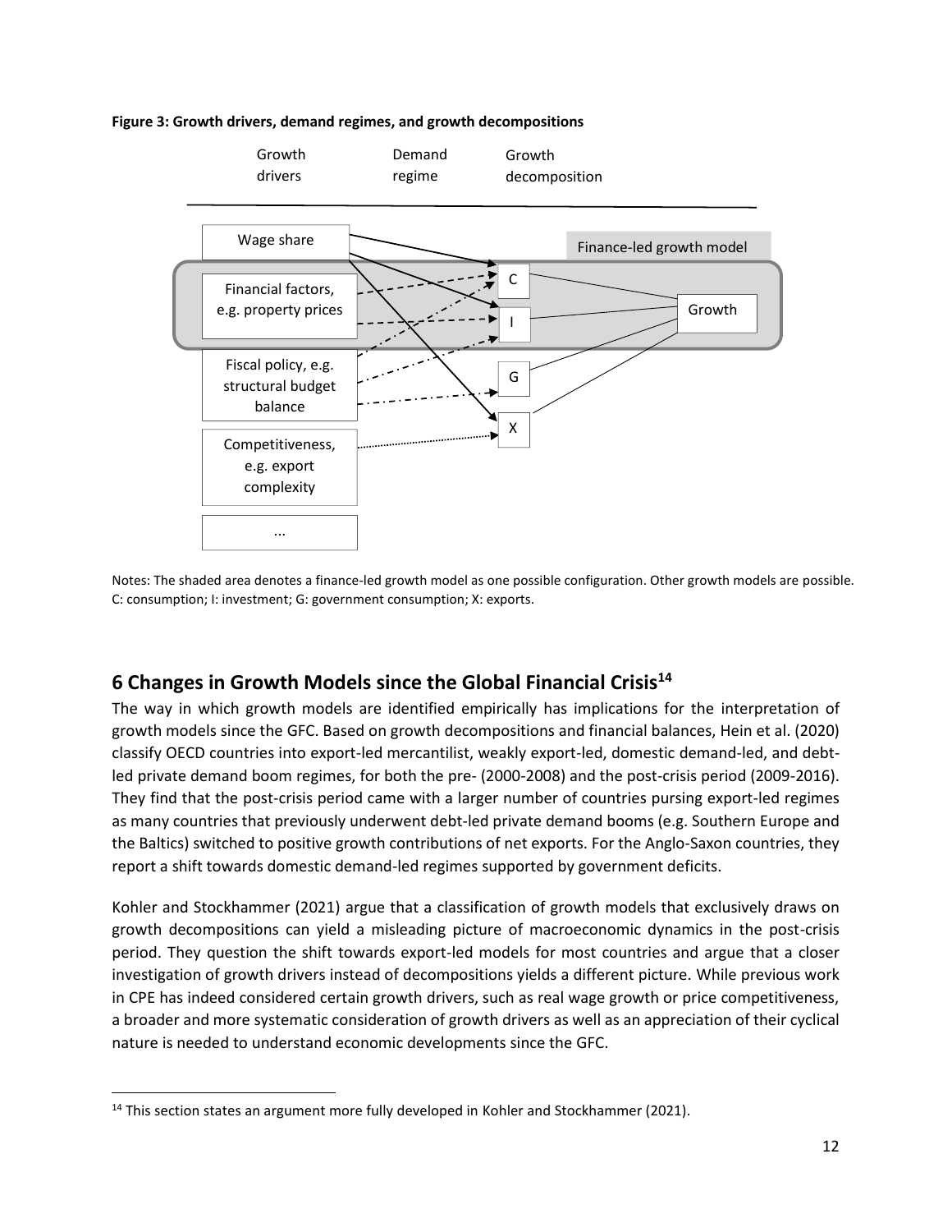**Figure 3: Growth drivers, demand regimes, and growth decompositions**

Growth drivers | Demand regime | Growth decomposition

Wage share

Financial factors, e.g. property prices

Fiscal policy, e.g. structural budget balance

Competitiveness, e.g. export complexity

...

C

I

G

X

Finance-led growth model

Growth

Notes: The shaded area denotes a finance-led growth model as one possible configuration. Other growth models are possible. C: consumption; I: investment; G: government consumption; X: exports.

## 6 Changes in Growth Models since the Global Financial Crisis[14]

The way in which growth models are identified empirically has implications for the interpretation of growth models since the GFC. Based on growth decompositions and financial balances, Hein et al. (2020) classify OECD countries into export-led mercantilist, weakly export-led, domestic demand-led, and debt-led private demand boom regimes, for both the pre- (2000-2008) and the post-crisis period (2009-2016). They find that the post-crisis period came with a larger number of countries pursing export-led regimes as many countries that previously underwent debt-led private demand booms (e.g. Southern Europe and the Baltics) switched to positive growth contributions of net exports. For the Anglo-Saxon countries, they report a shift towards domestic demand-led regimes supported by government deficits.

Kohler and Stockhammer (2021) argue that a classification of growth models that exclusively draws on growth decompositions can yield a misleading picture of macroeconomic dynamics in the post-crisis period. They question the shift towards export-led models for most countries and argue that a closer investigation of growth drivers instead of decompositions yields a different picture. While previous work in CPE has indeed considered certain growth drivers, such as real wage growth or price competitiveness, a broader and more systematic consideration of growth drivers as well as an appreciation of their cyclical nature is needed to understand economic developments since the GFC.

[14] This section states an argument more fully developed in Kohler and Stockhammer (2021).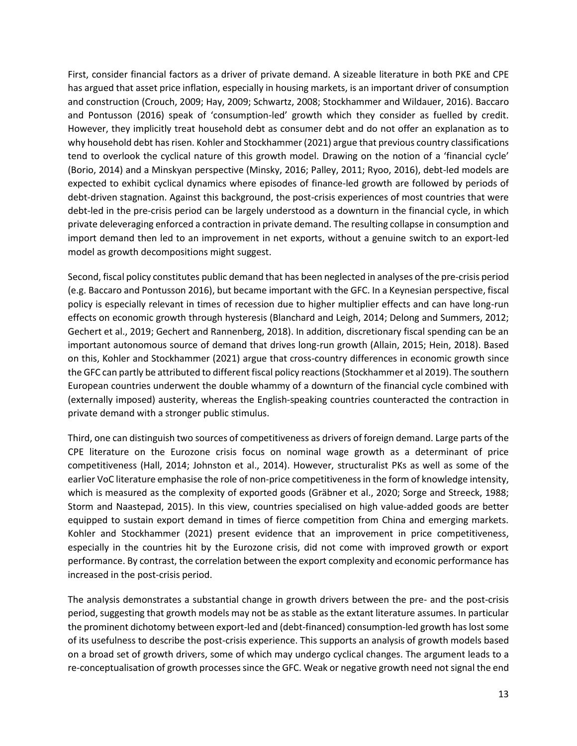First, consider financial factors as a driver of private demand. A sizeable literature in both PKE and CPE has argued that asset price inflation, especially in housing markets, is an important driver of consumption and construction (Crouch, 2009; Hay, 2009; Schwartz, 2008; Stockhammer and Wildauer, 2016). Baccaro and Pontusson (2016) speak of 'consumption-led' growth which they consider as fuelled by credit. However, they implicitly treat household debt as consumer debt and do not offer an explanation as to why household debt has risen. Kohler and Stockhammer (2021) argue that previous country classifications tend to overlook the cyclical nature of this growth model. Drawing on the notion of a 'financial cycle' (Borio, 2014) and a Minskyan perspective (Minsky, 2016; Palley, 2011; Ryoo, 2016), debt-led models are expected to exhibit cyclical dynamics where episodes of finance-led growth are followed by periods of debt-driven stagnation. Against this background, the post-crisis experiences of most countries that were debt-led in the pre-crisis period can be largely understood as a downturn in the financial cycle, in which private deleveraging enforced a contraction in private demand. The resulting collapse in consumption and import demand then led to an improvement in net exports, without a genuine switch to an export-led model as growth decompositions might suggest.

Second, fiscal policy constitutes public demand that has been neglected in analyses of the pre-crisis period (e.g. Baccaro and Pontusson 2016), but became important with the GFC. In a Keynesian perspective, fiscal policy is especially relevant in times of recession due to higher multiplier effects and can have long-run effects on economic growth through hysteresis (Blanchard and Leigh, 2014; Delong and Summers, 2012; Gechert et al., 2019; Gechert and Rannenberg, 2018). In addition, discretionary fiscal spending can be an important autonomous source of demand that drives long-run growth (Allain, 2015; Hein, 2018). Based on this, Kohler and Stockhammer (2021) argue that cross-country differences in economic growth since the GFC can partly be attributed to different fiscal policy reactions (Stockhammer et al 2019). The southern European countries underwent the double whammy of a downturn of the financial cycle combined with (externally imposed) austerity, whereas the English-speaking countries counteracted the contraction in private demand with a stronger public stimulus.

Third, one can distinguish two sources of competitiveness as drivers of foreign demand. Large parts of the CPE literature on the Eurozone crisis focus on nominal wage growth as a determinant of price competitiveness (Hall, 2014; Johnston et al., 2014). However, structuralist PKs as well as some of the earlier VoC literature emphasise the role of non-price competitiveness in the form of knowledge intensity, which is measured as the complexity of exported goods (Gräbner et al., 2020; Sorge and Streeck, 1988; Storm and Naastepad, 2015). In this view, countries specialised on high value-added goods are better equipped to sustain export demand in times of fierce competition from China and emerging markets. Kohler and Stockhammer (2021) present evidence that an improvement in price competitiveness, especially in the countries hit by the Eurozone crisis, did not come with improved growth or export performance. By contrast, the correlation between the export complexity and economic performance has increased in the post-crisis period.

The analysis demonstrates a substantial change in growth drivers between the pre- and the post-crisis period, suggesting that growth models may not be as stable as the extant literature assumes. In particular the prominent dichotomy between export-led and (debt-financed) consumption-led growth has lost some of its usefulness to describe the post-crisis experience. This supports an analysis of growth models based on a broad set of growth drivers, some of which may undergo cyclical changes. The argument leads to a re-conceptualisation of growth processes since the GFC. Weak or negative growth need not signal the end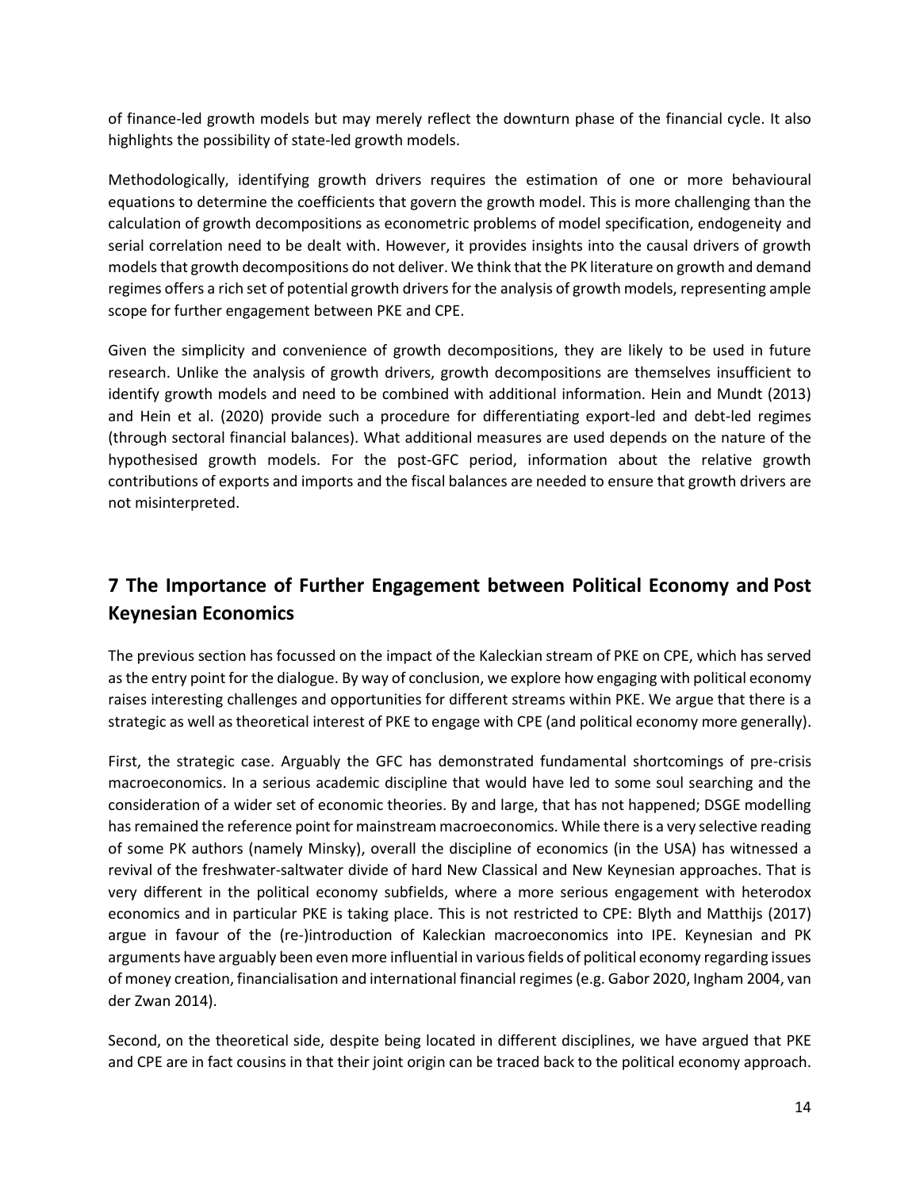of finance-led growth models but may merely reflect the downturn phase of the financial cycle. It also highlights the possibility of state-led growth models.

Methodologically, identifying growth drivers requires the estimation of one or more behavioural equations to determine the coefficients that govern the growth model. This is more challenging than the calculation of growth decompositions as econometric problems of model specification, endogeneity and serial correlation need to be dealt with. However, it provides insights into the causal drivers of growth models that growth decompositions do not deliver. We think that the PK literature on growth and demand regimes offers a rich set of potential growth drivers for the analysis of growth models, representing ample scope for further engagement between PKE and CPE.

Given the simplicity and convenience of growth decompositions, they are likely to be used in future research. Unlike the analysis of growth drivers, growth decompositions are themselves insufficient to identify growth models and need to be combined with additional information. Hein and Mundt (2013) and Hein et al. (2020) provide such a procedure for differentiating export-led and debt-led regimes (through sectoral financial balances). What additional measures are used depends on the nature of the hypothesised growth models. For the post-GFC period, information about the relative growth contributions of exports and imports and the fiscal balances are needed to ensure that growth drivers are not misinterpreted.

## 7 The Importance of Further Engagement between Political Economy and Post Keynesian Economics

The previous section has focussed on the impact of the Kaleckian stream of PKE on CPE, which has served as the entry point for the dialogue. By way of conclusion, we explore how engaging with political economy raises interesting challenges and opportunities for different streams within PKE. We argue that there is a strategic as well as theoretical interest of PKE to engage with CPE (and political economy more generally).

First, the strategic case. Arguably the GFC has demonstrated fundamental shortcomings of pre-crisis macroeconomics. In a serious academic discipline that would have led to some soul searching and the consideration of a wider set of economic theories. By and large, that has not happened; DSGE modelling has remained the reference point for mainstream macroeconomics. While there is a very selective reading of some PK authors (namely Minsky), overall the discipline of economics (in the USA) has witnessed a revival of the freshwater-saltwater divide of hard New Classical and New Keynesian approaches. That is very different in the political economy subfields, where a more serious engagement with heterodox economics and in particular PKE is taking place. This is not restricted to CPE: Blyth and Matthijs (2017) argue in favour of the (re-)introduction of Kaleckian macroeconomics into IPE. Keynesian and PK arguments have arguably been even more influential in various fields of political economy regarding issues of money creation, financialisation and international financial regimes (e.g. Gabor 2020, Ingham 2004, van der Zwan 2014).

Second, on the theoretical side, despite being located in different disciplines, we have argued that PKE and CPE are in fact cousins in that their joint origin can be traced back to the political economy approach.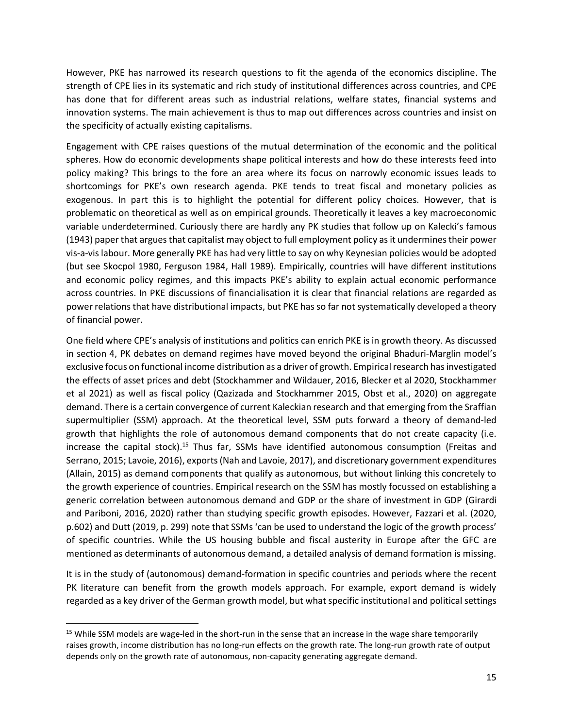However, PKE has narrowed its research questions to fit the agenda of the economics discipline. The strength of CPE lies in its systematic and rich study of institutional differences across countries, and CPE has done that for different areas such as industrial relations, welfare states, financial systems and innovation systems. The main achievement is thus to map out differences across countries and insist on the specificity of actually existing capitalisms.

Engagement with CPE raises questions of the mutual determination of the economic and the political spheres. How do economic developments shape political interests and how do these interests feed into policy making? This brings to the fore an area where its focus on narrowly economic issues leads to shortcomings for PKE's own research agenda. PKE tends to treat fiscal and monetary policies as exogenous. In part this is to highlight the potential for different policy choices. However, that is problematic on theoretical as well as on empirical grounds. Theoretically it leaves a key macroeconomic variable underdetermined. Curiously there are hardly any PK studies that follow up on Kalecki's famous (1943) paper that argues that capitalist may object to full employment policy as it undermines their power vis-a-vis labour. More generally PKE has had very little to say on why Keynesian policies would be adopted (but see Skocpol 1980, Ferguson 1984, Hall 1989). Empirically, countries will have different institutions and economic policy regimes, and this impacts PKE's ability to explain actual economic performance across countries. In PKE discussions of financialisation it is clear that financial relations are regarded as power relations that have distributional impacts, but PKE has so far not systematically developed a theory of financial power.

One field where CPE's analysis of institutions and politics can enrich PKE is in growth theory. As discussed in section 4, PK debates on demand regimes have moved beyond the original Bhaduri-Marglin model's exclusive focus on functional income distribution as a driver of growth. Empirical research has investigated the effects of asset prices and debt (Stockhammer and Wildauer, 2016, Blecker et al 2020, Stockhammer et al 2021) as well as fiscal policy (Qazizada and Stockhammer 2015, Obst et al., 2020) on aggregate demand. There is a certain convergence of current Kaleckian research and that emerging from the Sraffian supermultiplier (SSM) approach. At the theoretical level, SSM puts forward a theory of demand-led growth that highlights the role of autonomous demand components that do not create capacity (i.e. increase the capital stock).[15] Thus far, SSMs have identified autonomous consumption (Freitas and Serrano, 2015; Lavoie, 2016), exports (Nah and Lavoie, 2017), and discretionary government expenditures (Allain, 2015) as demand components that qualify as autonomous, but without linking this concretely to the growth experience of countries. Empirical research on the SSM has mostly focussed on establishing a generic correlation between autonomous demand and GDP or the share of investment in GDP (Girardi and Pariboni, 2016, 2020) rather than studying specific growth episodes. However, Fazzari et al. (2020, p.602) and Dutt (2019, p. 299) note that SSMs 'can be used to understand the logic of the growth process' of specific countries. While the US housing bubble and fiscal austerity in Europe after the GFC are mentioned as determinants of autonomous demand, a detailed analysis of demand formation is missing.

It is in the study of (autonomous) demand-formation in specific countries and periods where the recent PK literature can benefit from the growth models approach. For example, export demand is widely regarded as a key driver of the German growth model, but what specific institutional and political settings

[15] While SSM models are wage-led in the short-run in the sense that an increase in the wage share temporarily raises growth, income distribution has no long-run effects on the growth rate. The long-run growth rate of output depends only on the growth rate of autonomous, non-capacity generating aggregate demand.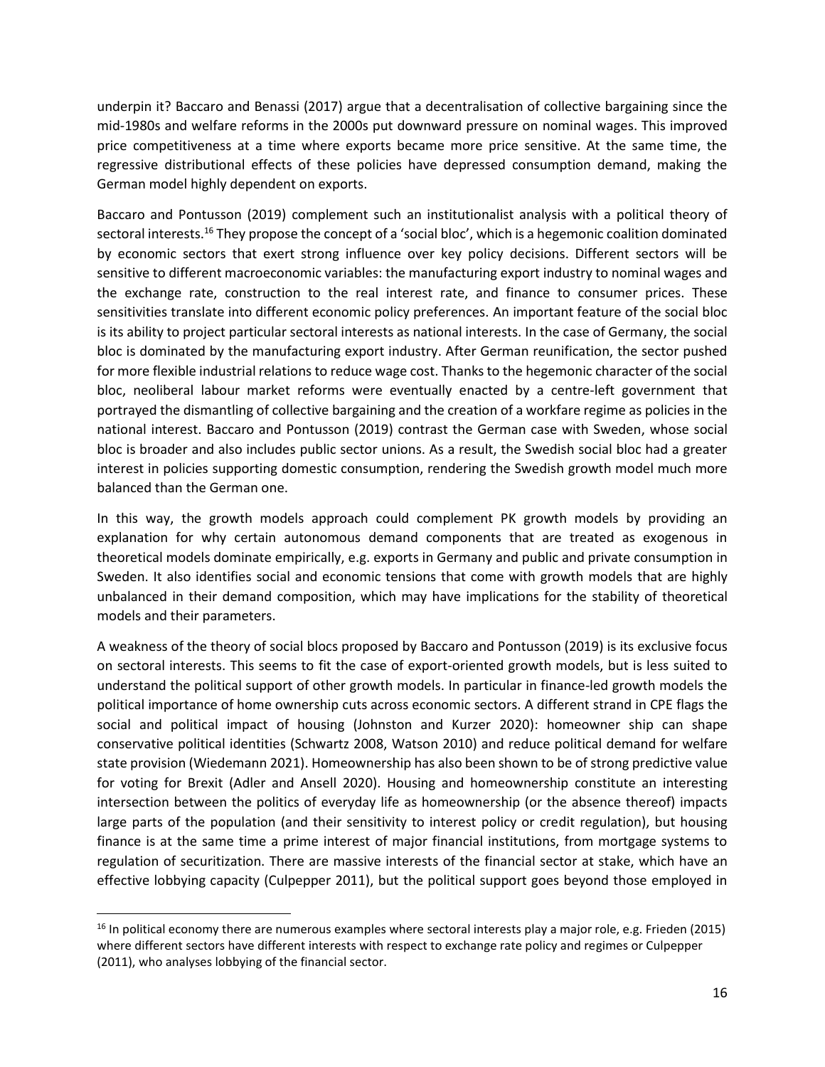underpin it? Baccaro and Benassi (2017) argue that a decentralisation of collective bargaining since the mid-1980s and welfare reforms in the 2000s put downward pressure on nominal wages. This improved price competitiveness at a time where exports became more price sensitive. At the same time, the regressive distributional effects of these policies have depressed consumption demand, making the German model highly dependent on exports.

Baccaro and Pontusson (2019) complement such an institutionalist analysis with a political theory of sectoral interests.[16] They propose the concept of a 'social bloc', which is a hegemonic coalition dominated by economic sectors that exert strong influence over key policy decisions. Different sectors will be sensitive to different macroeconomic variables: the manufacturing export industry to nominal wages and the exchange rate, construction to the real interest rate, and finance to consumer prices. These sensitivities translate into different economic policy preferences. An important feature of the social bloc is its ability to project particular sectoral interests as national interests. In the case of Germany, the social bloc is dominated by the manufacturing export industry. After German reunification, the sector pushed for more flexible industrial relations to reduce wage cost. Thanks to the hegemonic character of the social bloc, neoliberal labour market reforms were eventually enacted by a centre-left government that portrayed the dismantling of collective bargaining and the creation of a workfare regime as policies in the national interest. Baccaro and Pontusson (2019) contrast the German case with Sweden, whose social bloc is broader and also includes public sector unions. As a result, the Swedish social bloc had a greater interest in policies supporting domestic consumption, rendering the Swedish growth model much more balanced than the German one.

In this way, the growth models approach could complement PK growth models by providing an explanation for why certain autonomous demand components that are treated as exogenous in theoretical models dominate empirically, e.g. exports in Germany and public and private consumption in Sweden. It also identifies social and economic tensions that come with growth models that are highly unbalanced in their demand composition, which may have implications for the stability of theoretical models and their parameters.

A weakness of the theory of social blocs proposed by Baccaro and Pontusson (2019) is its exclusive focus on sectoral interests. This seems to fit the case of export-oriented growth models, but is less suited to understand the political support of other growth models. In particular in finance-led growth models the political importance of home ownership cuts across economic sectors. A different strand in CPE flags the social and political impact of housing (Johnston and Kurzer 2020): homeowner ship can shape conservative political identities (Schwartz 2008, Watson 2010) and reduce political demand for welfare state provision (Wiedemann 2021). Homeownership has also been shown to be of strong predictive value for voting for Brexit (Adler and Ansell 2020). Housing and homeownership constitute an interesting intersection between the politics of everyday life as homeownership (or the absence thereof) impacts large parts of the population (and their sensitivity to interest policy or credit regulation), but housing finance is at the same time a prime interest of major financial institutions, from mortgage systems to regulation of securitization. There are massive interests of the financial sector at stake, which have an effective lobbying capacity (Culpepper 2011), but the political support goes beyond those employed in

---

[16] In political economy there are numerous examples where sectoral interests play a major role, e.g. Frieden (2015) where different sectors have different interests with respect to exchange rate policy and regimes or Culpepper (2011), who analyses lobbying of the financial sector.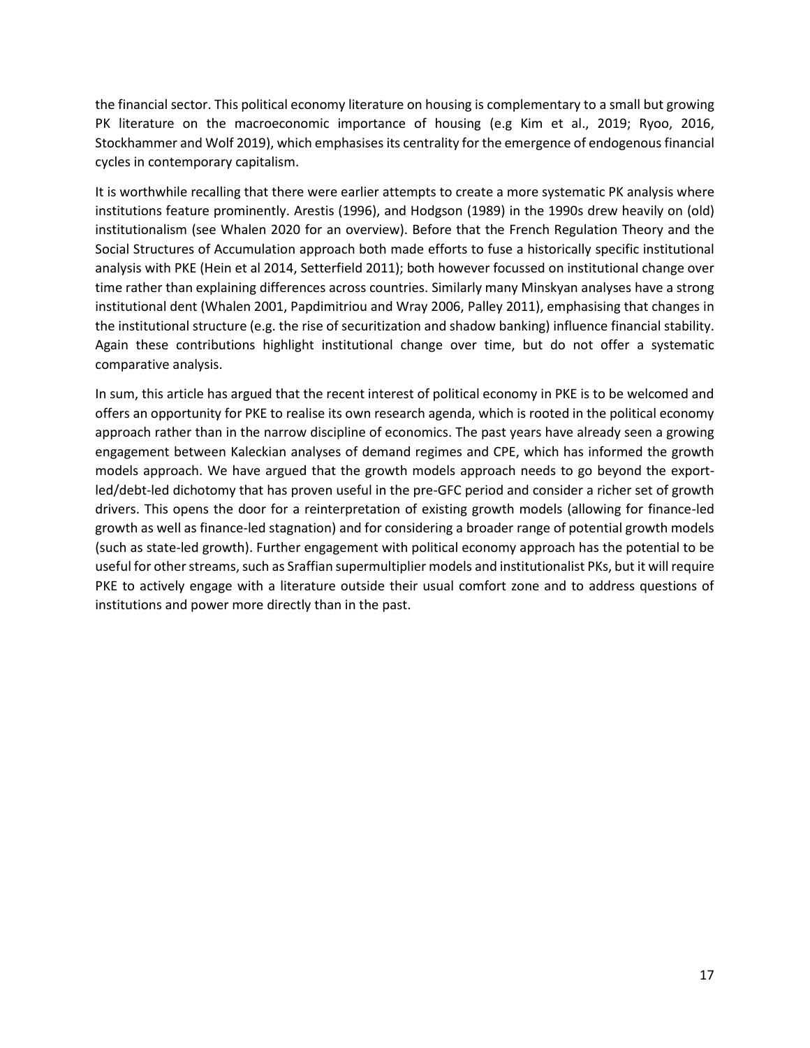the financial sector. This political economy literature on housing is complementary to a small but growing PK literature on the macroeconomic importance of housing (e.g Kim et al., 2019; Ryoo, 2016, Stockhammer and Wolf 2019), which emphasises its centrality for the emergence of endogenous financial cycles in contemporary capitalism.

It is worthwhile recalling that there were earlier attempts to create a more systematic PK analysis where institutions feature prominently. Arestis (1996), and Hodgson (1989) in the 1990s drew heavily on (old) institutionalism (see Whalen 2020 for an overview). Before that the French Regulation Theory and the Social Structures of Accumulation approach both made efforts to fuse a historically specific institutional analysis with PKE (Hein et al 2014, Setterfield 2011); both however focussed on institutional change over time rather than explaining differences across countries. Similarly many Minskyan analyses have a strong institutional dent (Whalen 2001, Papdimitriou and Wray 2006, Palley 2011), emphasising that changes in the institutional structure (e.g. the rise of securitization and shadow banking) influence financial stability. Again these contributions highlight institutional change over time, but do not offer a systematic comparative analysis.

In sum, this article has argued that the recent interest of political economy in PKE is to be welcomed and offers an opportunity for PKE to realise its own research agenda, which is rooted in the political economy approach rather than in the narrow discipline of economics. The past years have already seen a growing engagement between Kaleckian analyses of demand regimes and CPE, which has informed the growth models approach. We have argued that the growth models approach needs to go beyond the export-led/debt-led dichotomy that has proven useful in the pre-GFC period and consider a richer set of growth drivers. This opens the door for a reinterpretation of existing growth models (allowing for finance-led growth as well as finance-led stagnation) and for considering a broader range of potential growth models (such as state-led growth). Further engagement with political economy approach has the potential to be useful for other streams, such as Sraffian supermultiplier models and institutionalist PKs, but it will require PKE to actively engage with a literature outside their usual comfort zone and to address questions of institutions and power more directly than in the past.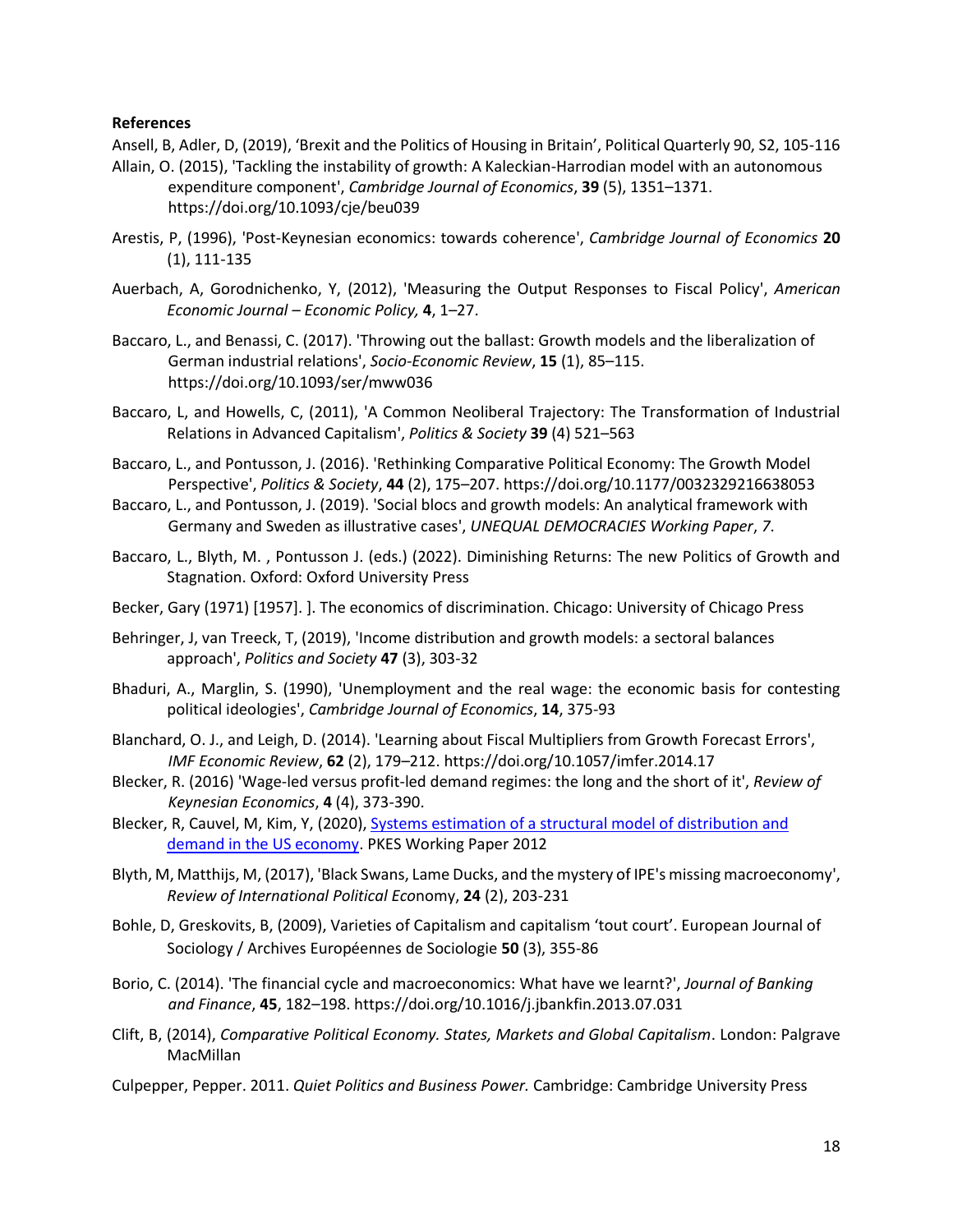**References**

Ansell, B, Adler, D, (2019), 'Brexit and the Politics of Housing in Britain', Political Quarterly 90, S2, 105-116

Allain, O. (2015), 'Tackling the instability of growth: A Kaleckian-Harrodian model with an autonomous expenditure component', *Cambridge Journal of Economics*, **39** (5), 1351–1371. https://doi.org/10.1093/cje/beu039

Arestis, P, (1996), 'Post-Keynesian economics: towards coherence', *Cambridge Journal of Economics* **20** (1), 111-135

Auerbach, A, Gorodnichenko, Y, (2012), 'Measuring the Output Responses to Fiscal Policy', *American Economic Journal – Economic Policy,* **4**, 1–27.

Baccaro, L., and Benassi, C. (2017). 'Throwing out the ballast: Growth models and the liberalization of German industrial relations', *Socio-Economic Review*, **15** (1), 85–115. https://doi.org/10.1093/ser/mww036

Baccaro, L, and Howells, C, (2011), 'A Common Neoliberal Trajectory: The Transformation of Industrial Relations in Advanced Capitalism', *Politics & Society* **39** (4) 521–563

Baccaro, L., and Pontusson, J. (2016). 'Rethinking Comparative Political Economy: The Growth Model Perspective', *Politics & Society*, **44** (2), 175–207. https://doi.org/10.1177/0032329216638053

Baccaro, L., and Pontusson, J. (2019). 'Social blocs and growth models: An analytical framework with Germany and Sweden as illustrative cases', *UNEQUAL DEMOCRACIES Working Paper*, *7*.

Baccaro, L., Blyth, M. , Pontusson J. (eds.) (2022). Diminishing Returns: The new Politics of Growth and Stagnation. Oxford: Oxford University Press

Becker, Gary (1971) [1957]. ]. The economics of discrimination. Chicago: University of Chicago Press

Behringer, J, van Treeck, T, (2019), 'Income distribution and growth models: a sectoral balances approach', *Politics and Society* **47** (3), 303-32

Bhaduri, A., Marglin, S. (1990), 'Unemployment and the real wage: the economic basis for contesting political ideologies', *Cambridge Journal of Economics*, **14**, 375-93

Blanchard, O. J., and Leigh, D. (2014). 'Learning about Fiscal Multipliers from Growth Forecast Errors', *IMF Economic Review*, **62** (2), 179–212. https://doi.org/10.1057/imfer.2014.17

Blecker, R. (2016) 'Wage-led versus profit-led demand regimes: the long and the short of it', *Review of Keynesian Economics*, **4** (4), 373-390.

Blecker, R, Cauvel, M, Kim, Y, (2020), Systems estimation of a structural model of distribution and demand in the US economy. PKES Working Paper 2012

Blyth, M, Matthijs, M, (2017), 'Black Swans, Lame Ducks, and the mystery of IPE's missing macroeconomy', *Review of International Political Eco*nomy, **24** (2), 203-231

Bohle, D, Greskovits, B, (2009), Varieties of Capitalism and capitalism 'tout court'. European Journal of Sociology / Archives Européennes de Sociologie **50** (3), 355-86

Borio, C. (2014). 'The financial cycle and macroeconomics: What have we learnt?', *Journal of Banking and Finance*, **45**, 182–198. https://doi.org/10.1016/j.jbankfin.2013.07.031

Clift, B, (2014), *Comparative Political Economy. States, Markets and Global Capitalism*. London: Palgrave MacMillan

Culpepper, Pepper. 2011. *Quiet Politics and Business Power.* Cambridge: Cambridge University Press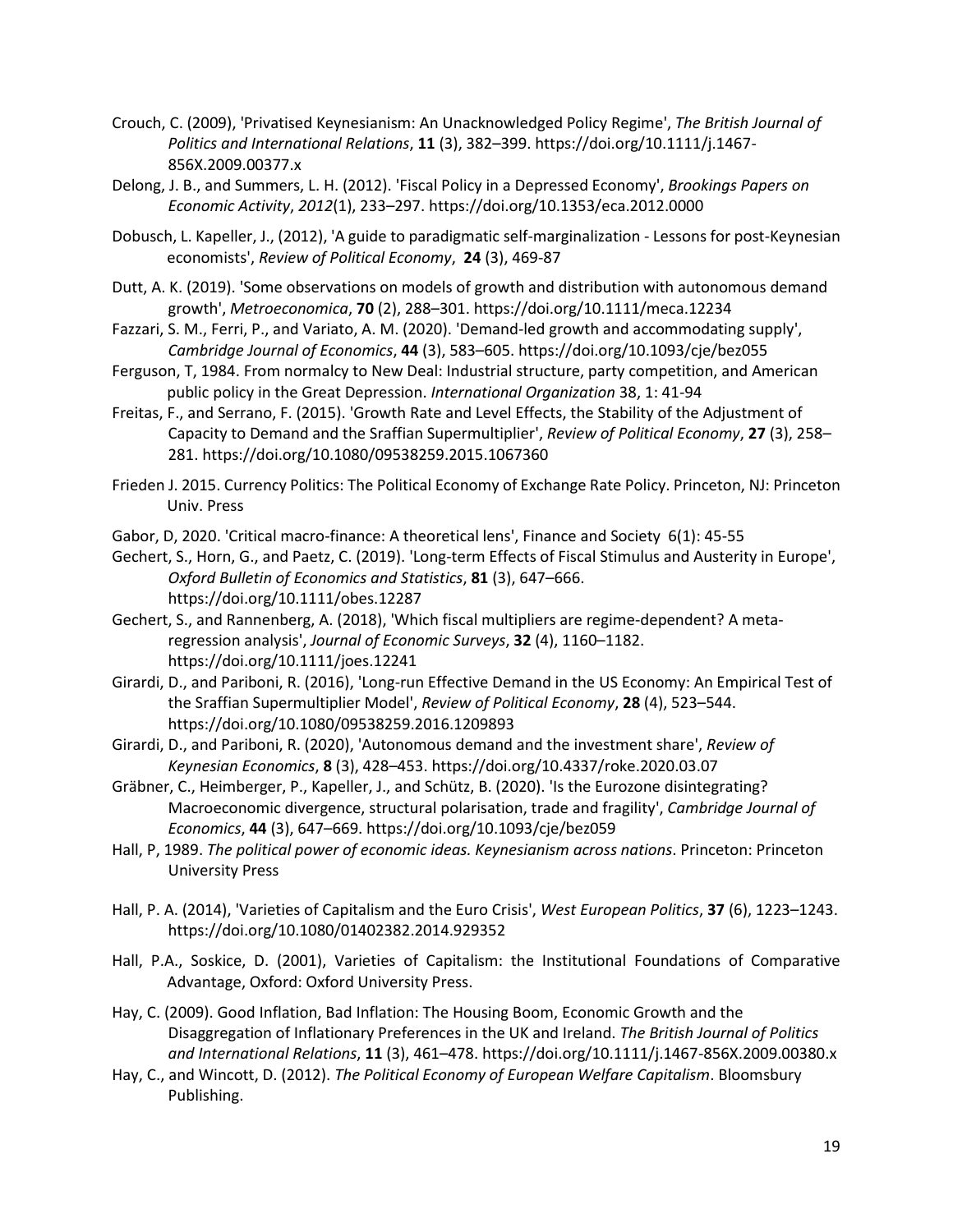Crouch, C. (2009), 'Privatised Keynesianism: An Unacknowledged Policy Regime', *The British Journal of Politics and International Relations*, **11** (3), 382–399. https://doi.org/10.1111/j.1467-856X.2009.00377.x

Delong, J. B., and Summers, L. H. (2012). 'Fiscal Policy in a Depressed Economy', *Brookings Papers on Economic Activity*, *2012*(1), 233–297. https://doi.org/10.1353/eca.2012.0000

Dobusch, L. Kapeller, J., (2012), 'A guide to paradigmatic self-marginalization - Lessons for post-Keynesian economists', *Review of Political Economy*, **24** (3), 469-87

Dutt, A. K. (2019). 'Some observations on models of growth and distribution with autonomous demand growth', *Metroeconomica*, **70** (2), 288–301. https://doi.org/10.1111/meca.12234

Fazzari, S. M., Ferri, P., and Variato, A. M. (2020). 'Demand-led growth and accommodating supply', *Cambridge Journal of Economics*, **44** (3), 583–605. https://doi.org/10.1093/cje/bez055

Ferguson, T, 1984. From normalcy to New Deal: Industrial structure, party competition, and American public policy in the Great Depression. *International Organization* 38, 1: 41-94

Freitas, F., and Serrano, F. (2015). 'Growth Rate and Level Effects, the Stability of the Adjustment of Capacity to Demand and the Sraffian Supermultiplier', *Review of Political Economy*, **27** (3), 258–281. https://doi.org/10.1080/09538259.2015.1067360

Frieden J. 2015. Currency Politics: The Political Economy of Exchange Rate Policy. Princeton, NJ: Princeton Univ. Press

Gabor, D, 2020. 'Critical macro-finance: A theoretical lens', Finance and Society 6(1): 45-55

Gechert, S., Horn, G., and Paetz, C. (2019). 'Long-term Effects of Fiscal Stimulus and Austerity in Europe', *Oxford Bulletin of Economics and Statistics*, **81** (3), 647–666. https://doi.org/10.1111/obes.12287

Gechert, S., and Rannenberg, A. (2018), 'Which fiscal multipliers are regime-dependent? A meta-regression analysis', *Journal of Economic Surveys*, **32** (4), 1160–1182. https://doi.org/10.1111/joes.12241

Girardi, D., and Pariboni, R. (2016), 'Long-run Effective Demand in the US Economy: An Empirical Test of the Sraffian Supermultiplier Model', *Review of Political Economy*, **28** (4), 523–544. https://doi.org/10.1080/09538259.2016.1209893

Girardi, D., and Pariboni, R. (2020), 'Autonomous demand and the investment share', *Review of Keynesian Economics*, **8** (3), 428–453. https://doi.org/10.4337/roke.2020.03.07

Gräbner, C., Heimberger, P., Kapeller, J., and Schütz, B. (2020). 'Is the Eurozone disintegrating? Macroeconomic divergence, structural polarisation, trade and fragility', *Cambridge Journal of Economics*, **44** (3), 647–669. https://doi.org/10.1093/cje/bez059

Hall, P, 1989. *The political power of economic ideas. Keynesianism across nations*. Princeton: Princeton University Press

Hall, P. A. (2014), 'Varieties of Capitalism and the Euro Crisis', *West European Politics*, **37** (6), 1223–1243. https://doi.org/10.1080/01402382.2014.929352

Hall, P.A., Soskice, D. (2001), Varieties of Capitalism: the Institutional Foundations of Comparative Advantage, Oxford: Oxford University Press.

Hay, C. (2009). Good Inflation, Bad Inflation: The Housing Boom, Economic Growth and the Disaggregation of Inflationary Preferences in the UK and Ireland. *The British Journal of Politics and International Relations*, **11** (3), 461–478. https://doi.org/10.1111/j.1467-856X.2009.00380.x

Hay, C., and Wincott, D. (2012). *The Political Economy of European Welfare Capitalism*. Bloomsbury Publishing.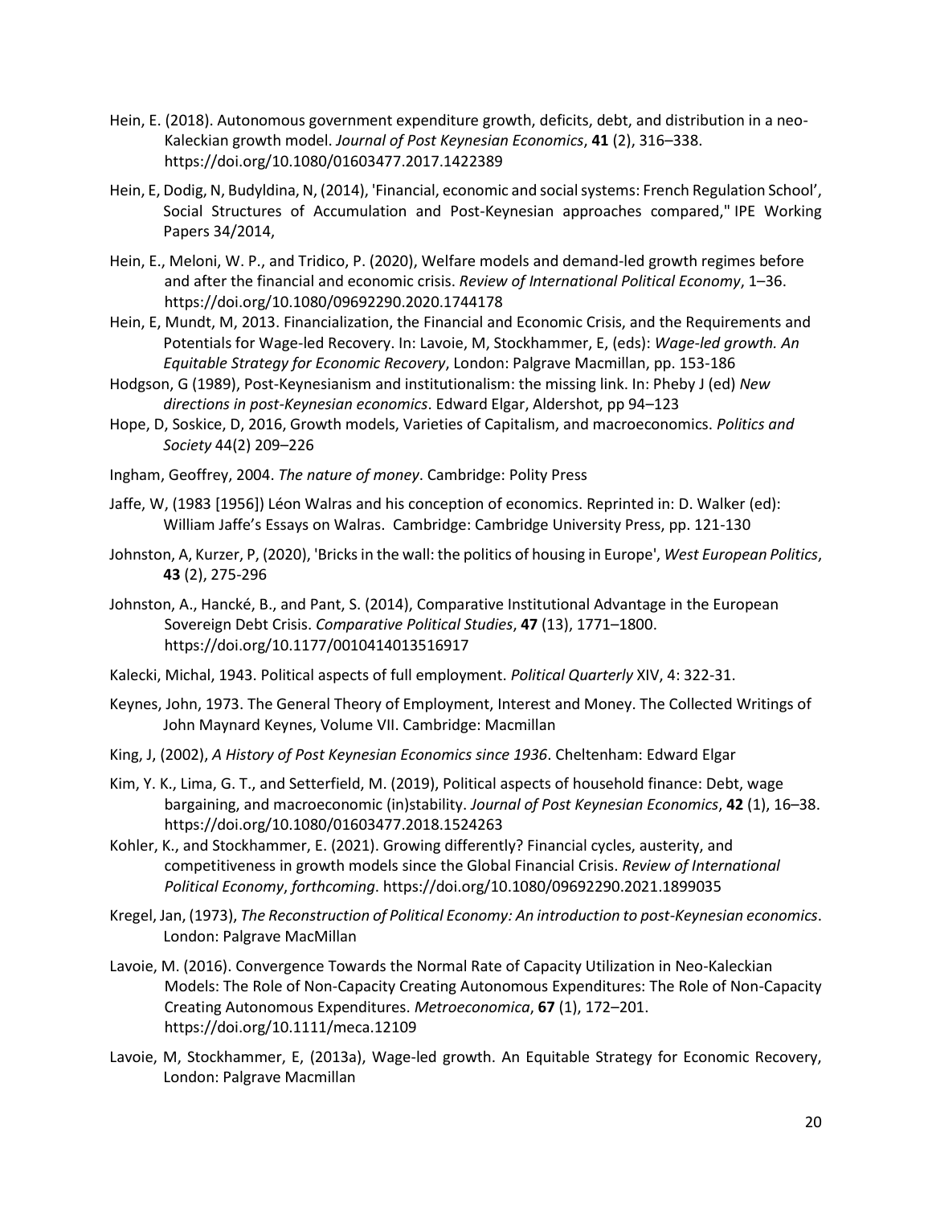Hein, E. (2018). Autonomous government expenditure growth, deficits, debt, and distribution in a neo-Kaleckian growth model. *Journal of Post Keynesian Economics*, **41** (2), 316–338. https://doi.org/10.1080/01603477.2017.1422389

Hein, E, Dodig, N, Budyldina, N, (2014), 'Financial, economic and social systems: French Regulation School', Social Structures of Accumulation and Post-Keynesian approaches compared," IPE Working Papers 34/2014,

Hein, E., Meloni, W. P., and Tridico, P. (2020), Welfare models and demand-led growth regimes before and after the financial and economic crisis. *Review of International Political Economy*, 1–36. https://doi.org/10.1080/09692290.2020.1744178

Hein, E, Mundt, M, 2013. Financialization, the Financial and Economic Crisis, and the Requirements and Potentials for Wage-led Recovery. In: Lavoie, M, Stockhammer, E, (eds): *Wage-led growth. An Equitable Strategy for Economic Recovery*, London: Palgrave Macmillan, pp. 153-186

Hodgson, G (1989), Post-Keynesianism and institutionalism: the missing link. In: Pheby J (ed) *New directions in post-Keynesian economics*. Edward Elgar, Aldershot, pp 94–123

Hope, D, Soskice, D, 2016, Growth models, Varieties of Capitalism, and macroeconomics. *Politics and Society* 44(2) 209–226

Ingham, Geoffrey, 2004. *The nature of money*. Cambridge: Polity Press

Jaffe, W, (1983 [1956]) Léon Walras and his conception of economics. Reprinted in: D. Walker (ed): William Jaffe's Essays on Walras. Cambridge: Cambridge University Press, pp. 121-130

Johnston, A, Kurzer, P, (2020), 'Bricks in the wall: the politics of housing in Europe', *West European Politics*, **43** (2), 275-296

Johnston, A., Hancké, B., and Pant, S. (2014), Comparative Institutional Advantage in the European Sovereign Debt Crisis. *Comparative Political Studies*, **47** (13), 1771–1800. https://doi.org/10.1177/0010414013516917

Kalecki, Michal, 1943. Political aspects of full employment. *Political Quarterly* XIV, 4: 322-31.

Keynes, John, 1973. The General Theory of Employment, Interest and Money. The Collected Writings of John Maynard Keynes, Volume VII. Cambridge: Macmillan

King, J, (2002), *A History of Post Keynesian Economics since 1936*. Cheltenham: Edward Elgar

Kim, Y. K., Lima, G. T., and Setterfield, M. (2019), Political aspects of household finance: Debt, wage bargaining, and macroeconomic (in)stability. *Journal of Post Keynesian Economics*, **42** (1), 16–38. https://doi.org/10.1080/01603477.2018.1524263

Kohler, K., and Stockhammer, E. (2021). Growing differently? Financial cycles, austerity, and competitiveness in growth models since the Global Financial Crisis. *Review of International Political Economy*, *forthcoming*. https://doi.org/10.1080/09692290.2021.1899035

Kregel, Jan, (1973), *The Reconstruction of Political Economy: An introduction to post-Keynesian economics*. London: Palgrave MacMillan

Lavoie, M. (2016). Convergence Towards the Normal Rate of Capacity Utilization in Neo-Kaleckian Models: The Role of Non-Capacity Creating Autonomous Expenditures: The Role of Non-Capacity Creating Autonomous Expenditures. *Metroeconomica*, **67** (1), 172–201. https://doi.org/10.1111/meca.12109

Lavoie, M, Stockhammer, E, (2013a), Wage-led growth. An Equitable Strategy for Economic Recovery, London: Palgrave Macmillan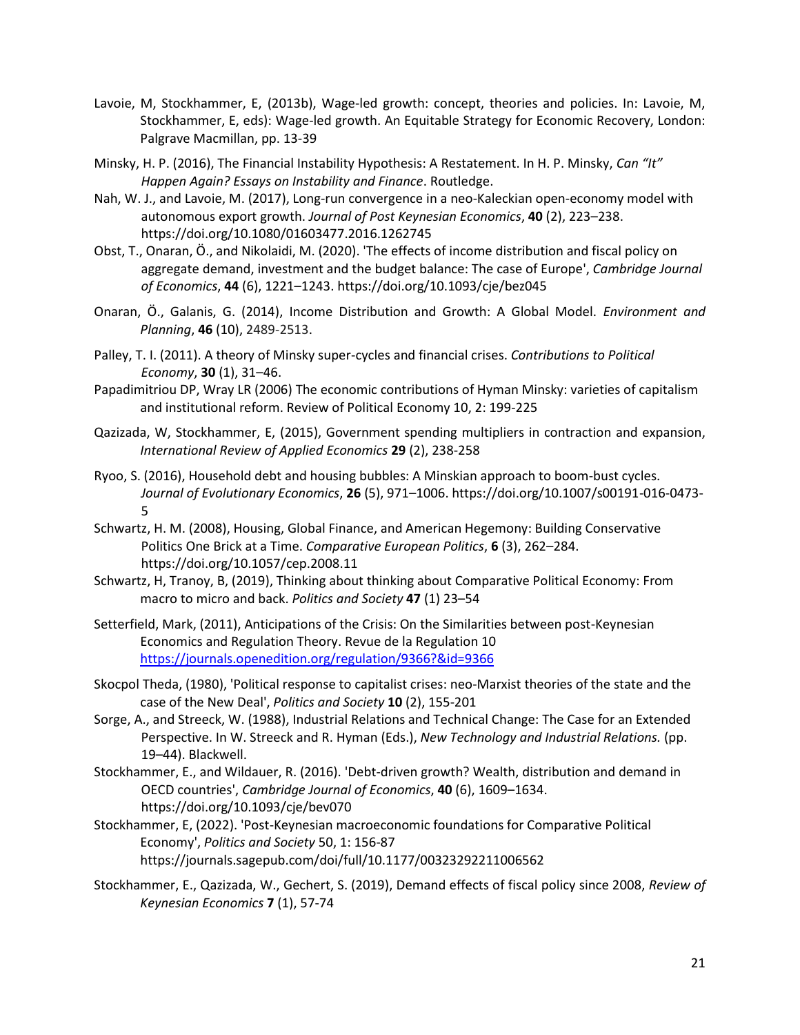Lavoie, M, Stockhammer, E, (2013b), Wage-led growth: concept, theories and policies. In: Lavoie, M, Stockhammer, E, eds): Wage-led growth. An Equitable Strategy for Economic Recovery, London: Palgrave Macmillan, pp. 13-39

Minsky, H. P. (2016), The Financial Instability Hypothesis: A Restatement. In H. P. Minsky, *Can "It" Happen Again? Essays on Instability and Finance*. Routledge.

Nah, W. J., and Lavoie, M. (2017), Long-run convergence in a neo-Kaleckian open-economy model with autonomous export growth. *Journal of Post Keynesian Economics*, **40** (2), 223–238. https://doi.org/10.1080/01603477.2016.1262745

Obst, T., Onaran, Ö., and Nikolaidi, M. (2020). 'The effects of income distribution and fiscal policy on aggregate demand, investment and the budget balance: The case of Europe', *Cambridge Journal of Economics*, **44** (6), 1221–1243. https://doi.org/10.1093/cje/bez045

Onaran, Ö., Galanis, G. (2014), Income Distribution and Growth: A Global Model. *Environment and Planning*, **46** (10), 2489-2513.

Palley, T. I. (2011). A theory of Minsky super-cycles and financial crises. *Contributions to Political Economy*, **30** (1), 31–46.

Papadimitriou DP, Wray LR (2006) The economic contributions of Hyman Minsky: varieties of capitalism and institutional reform. Review of Political Economy 10, 2: 199-225

Qazizada, W, Stockhammer, E, (2015), Government spending multipliers in contraction and expansion, *International Review of Applied Economics* **29** (2), 238-258

Ryoo, S. (2016), Household debt and housing bubbles: A Minskian approach to boom-bust cycles. *Journal of Evolutionary Economics*, **26** (5), 971–1006. https://doi.org/10.1007/s00191-016-0473-5

Schwartz, H. M. (2008), Housing, Global Finance, and American Hegemony: Building Conservative Politics One Brick at a Time. *Comparative European Politics*, **6** (3), 262–284. https://doi.org/10.1057/cep.2008.11

Schwartz, H, Tranoy, B, (2019), Thinking about thinking about Comparative Political Economy: From macro to micro and back. *Politics and Society* **47** (1) 23–54

Setterfield, Mark, (2011), Anticipations of the Crisis: On the Similarities between post-Keynesian Economics and Regulation Theory. Revue de la Regulation 10 https://journals.openedition.org/regulation/9366?&id=9366

Skocpol Theda, (1980), 'Political response to capitalist crises: neo-Marxist theories of the state and the case of the New Deal', *Politics and Society* **10** (2), 155-201

Sorge, A., and Streeck, W. (1988), Industrial Relations and Technical Change: The Case for an Extended Perspective. In W. Streeck and R. Hyman (Eds.), *New Technology and Industrial Relations.* (pp. 19–44). Blackwell.

Stockhammer, E., and Wildauer, R. (2016). 'Debt-driven growth? Wealth, distribution and demand in OECD countries', *Cambridge Journal of Economics*, **40** (6), 1609–1634. https://doi.org/10.1093/cje/bev070

Stockhammer, E, (2022). 'Post-Keynesian macroeconomic foundations for Comparative Political Economy', *Politics and Society* 50, 1: 156-87 https://journals.sagepub.com/doi/full/10.1177/00323292211006562

Stockhammer, E., Qazizada, W., Gechert, S. (2019), Demand effects of fiscal policy since 2008, *Review of Keynesian Economics* **7** (1), 57-74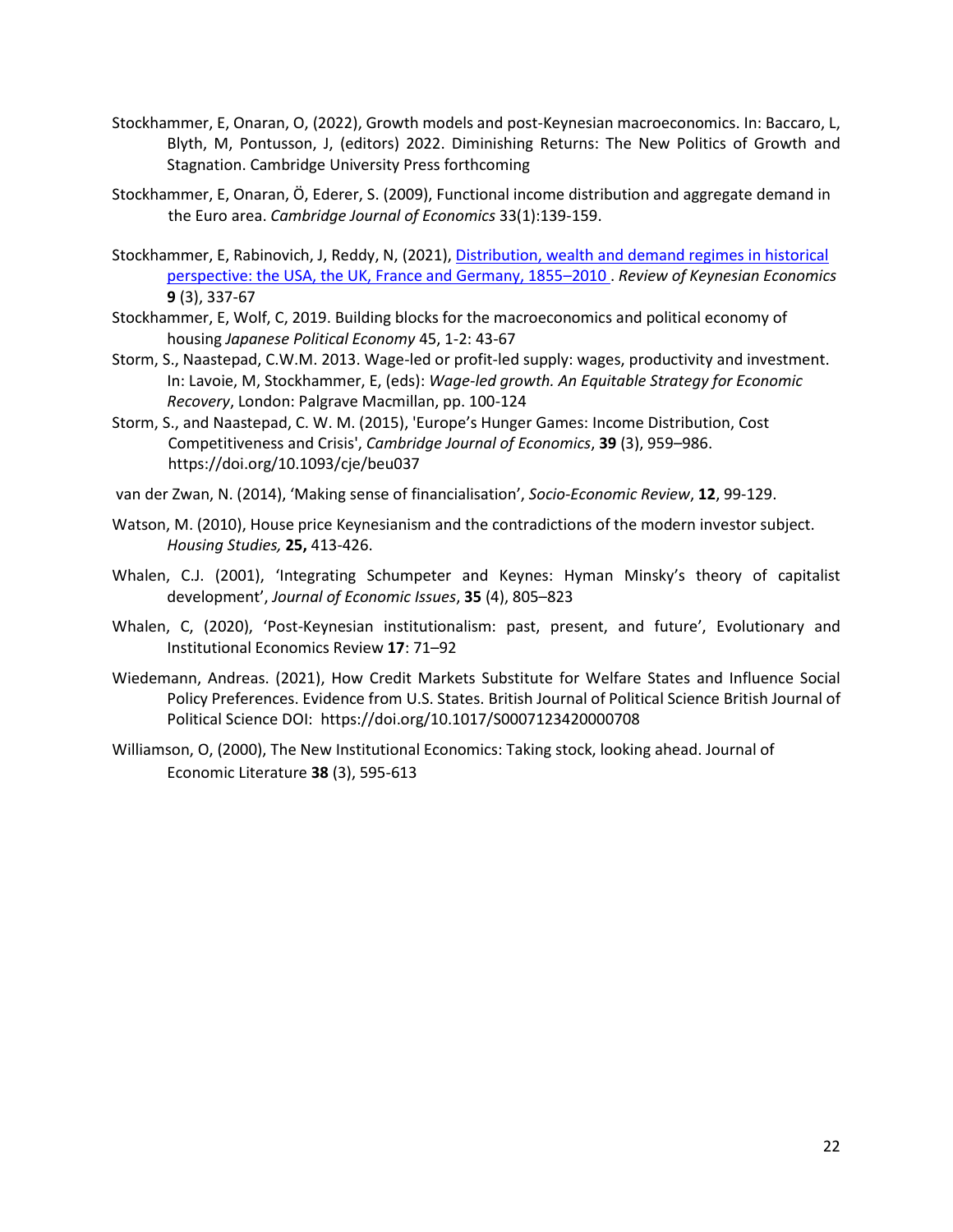Stockhammer, E, Onaran, O, (2022), Growth models and post-Keynesian macroeconomics. In: Baccaro, L, Blyth, M, Pontusson, J, (editors) 2022. Diminishing Returns: The New Politics of Growth and Stagnation. Cambridge University Press forthcoming

Stockhammer, E, Onaran, Ö, Ederer, S. (2009), Functional income distribution and aggregate demand in the Euro area. *Cambridge Journal of Economics* 33(1):139-159.

Stockhammer, E, Rabinovich, J, Reddy, N, (2021), Distribution, wealth and demand regimes in historical perspective: the USA, the UK, France and Germany, 1855–2010 . *Review of Keynesian Economics* **9** (3), 337-67

Stockhammer, E, Wolf, C, 2019. Building blocks for the macroeconomics and political economy of housing *Japanese Political Economy* 45, 1-2: 43-67

Storm, S., Naastepad, C.W.M. 2013. Wage-led or profit-led supply: wages, productivity and investment. In: Lavoie, M, Stockhammer, E, (eds): *Wage-led growth. An Equitable Strategy for Economic Recovery*, London: Palgrave Macmillan, pp. 100-124

Storm, S., and Naastepad, C. W. M. (2015), 'Europe's Hunger Games: Income Distribution, Cost Competitiveness and Crisis', *Cambridge Journal of Economics*, **39** (3), 959–986. https://doi.org/10.1093/cje/beu037

van der Zwan, N. (2014), 'Making sense of financialisation', *Socio-Economic Review*, **12**, 99-129.

Watson, M. (2010), House price Keynesianism and the contradictions of the modern investor subject. *Housing Studies,* **25,** 413-426.

Whalen, C.J. (2001), 'Integrating Schumpeter and Keynes: Hyman Minsky's theory of capitalist development', *Journal of Economic Issues*, **35** (4), 805–823

Whalen, C, (2020), 'Post-Keynesian institutionalism: past, present, and future', Evolutionary and Institutional Economics Review **17**: 71–92

Wiedemann, Andreas. (2021), How Credit Markets Substitute for Welfare States and Influence Social Policy Preferences. Evidence from U.S. States. British Journal of Political Science British Journal of Political Science DOI: https://doi.org/10.1017/S0007123420000708

Williamson, O, (2000), The New Institutional Economics: Taking stock, looking ahead. Journal of Economic Literature **38** (3), 595-613